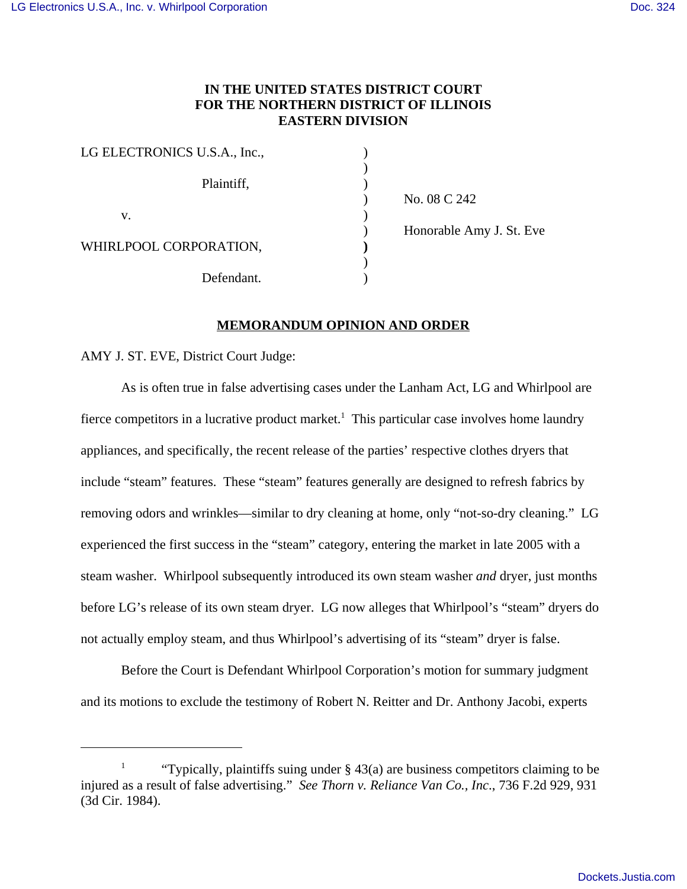# IN THE UNITED STATES DISTRICT COURT FOR THE NORTHERN DISTRICT OF ILLINOIS EASTERN DIVISION

| | | |
|---|---|---|
| LG ELECTRONICS U.S.A., Inc., | ) | |
| | ) | |
| Plaintiff, | ) | |
| | ) | No. 08 C 242 |
| v. | ) | |
| | ) | Honorable Amy J. St. Eve |
| WHIRLPOOL CORPORATION, | ) | |
| | ) | |
| Defendant. | ) | |

## MEMORANDUM OPINION AND ORDER

AMY J. ST. EVE, District Court Judge:

As is often true in false advertising cases under the Lanham Act, LG and Whirlpool are fierce competitors in a lucrative product market.[1] This particular case involves home laundry appliances, and specifically, the recent release of the parties' respective clothes dryers that include "steam" features. These "steam" features generally are designed to refresh fabrics by removing odors and wrinkles—similar to dry cleaning at home, only "not-so-dry cleaning." LG experienced the first success in the "steam" category, entering the market in late 2005 with a steam washer. Whirlpool subsequently introduced its own steam washer *and* dryer, just months before LG's release of its own steam dryer. LG now alleges that Whirlpool's "steam" dryers do not actually employ steam, and thus Whirlpool's advertising of its "steam" dryer is false.

Before the Court is Defendant Whirlpool Corporation's motion for summary judgment and its motions to exclude the testimony of Robert N. Reitter and Dr. Anthony Jacobi, experts

---

[1] "Typically, plaintiffs suing under § 43(a) are business competitors claiming to be injured as a result of false advertising." *See Thorn v. Reliance Van Co., Inc.*, 736 F.2d 929, 931 (3d Cir. 1984).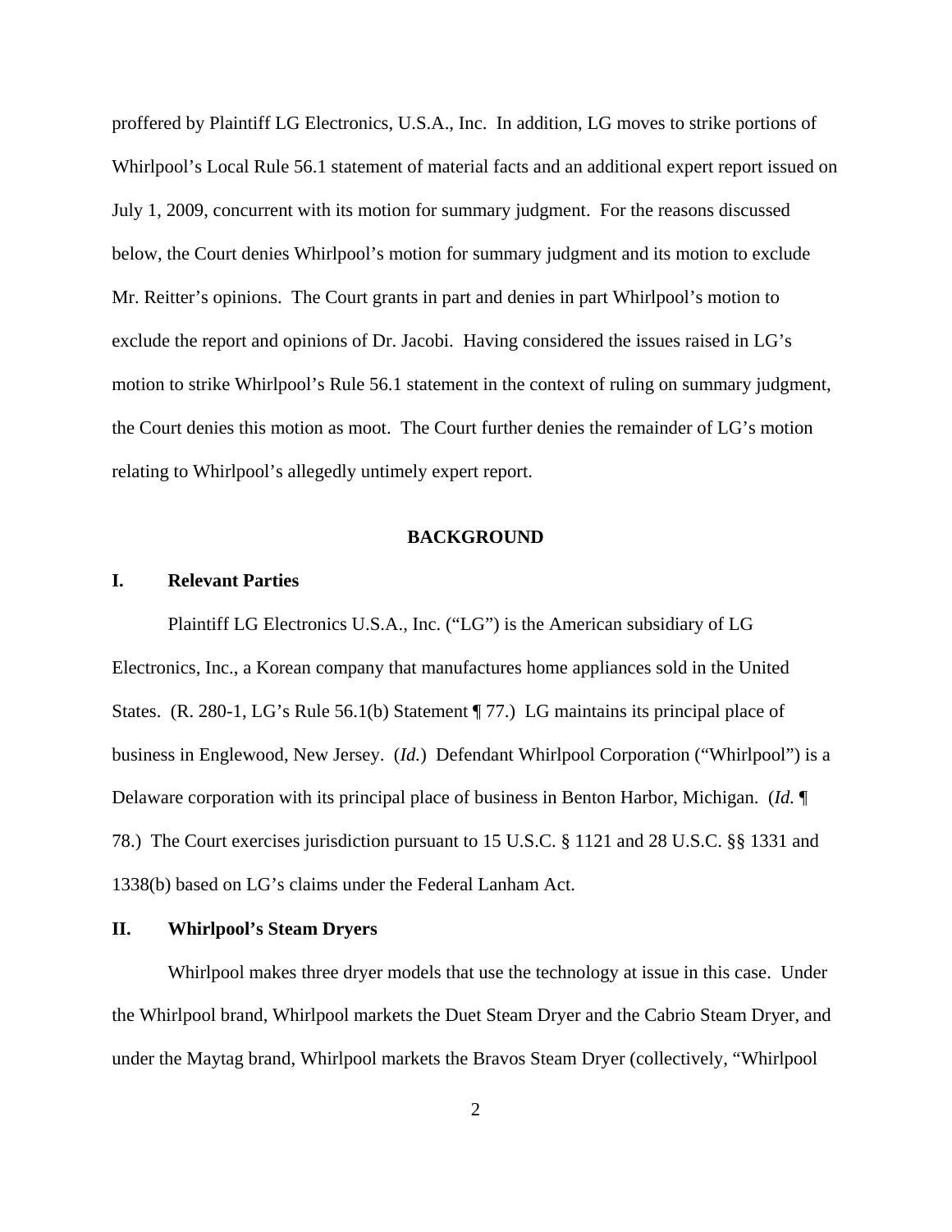proffered by Plaintiff LG Electronics, U.S.A., Inc. In addition, LG moves to strike portions of Whirlpool's Local Rule 56.1 statement of material facts and an additional expert report issued on July 1, 2009, concurrent with its motion for summary judgment. For the reasons discussed below, the Court denies Whirlpool's motion for summary judgment and its motion to exclude Mr. Reitter's opinions. The Court grants in part and denies in part Whirlpool's motion to exclude the report and opinions of Dr. Jacobi. Having considered the issues raised in LG's motion to strike Whirlpool's Rule 56.1 statement in the context of ruling on summary judgment, the Court denies this motion as moot. The Court further denies the remainder of LG's motion relating to Whirlpool's allegedly untimely expert report.

## BACKGROUND

### I. Relevant Parties

Plaintiff LG Electronics U.S.A., Inc. ("LG") is the American subsidiary of LG Electronics, Inc., a Korean company that manufactures home appliances sold in the United States. (R. 280-1, LG's Rule 56.1(b) Statement ¶ 77.) LG maintains its principal place of business in Englewood, New Jersey. (*Id.*) Defendant Whirlpool Corporation ("Whirlpool") is a Delaware corporation with its principal place of business in Benton Harbor, Michigan. (*Id.* ¶ 78.) The Court exercises jurisdiction pursuant to 15 U.S.C. § 1121 and 28 U.S.C. §§ 1331 and 1338(b) based on LG's claims under the Federal Lanham Act.

### II. Whirlpool's Steam Dryers

Whirlpool makes three dryer models that use the technology at issue in this case. Under the Whirlpool brand, Whirlpool markets the Duet Steam Dryer and the Cabrio Steam Dryer, and under the Maytag brand, Whirlpool markets the Bravos Steam Dryer (collectively, "Whirlpool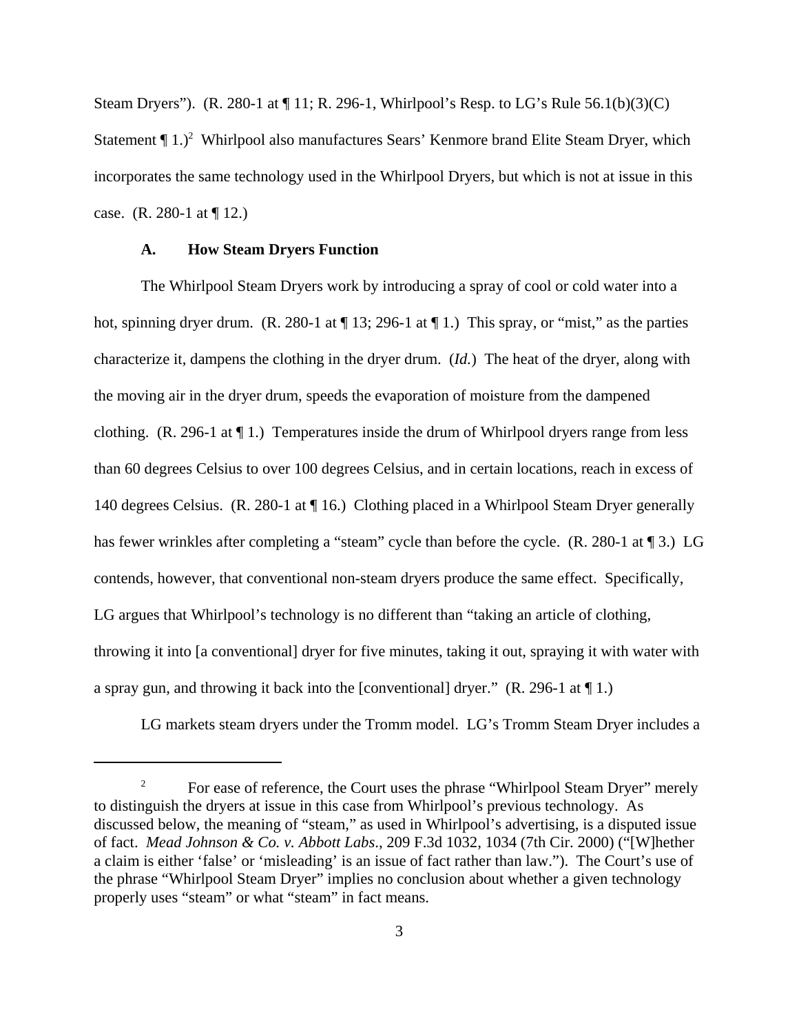Steam Dryers"). (R. 280-1 at ¶ 11; R. 296-1, Whirlpool's Resp. to LG's Rule 56.1(b)(3)(C) Statement ¶ 1.)[2] Whirlpool also manufactures Sears' Kenmore brand Elite Steam Dryer, which incorporates the same technology used in the Whirlpool Dryers, but which is not at issue in this case. (R. 280-1 at ¶ 12.)

### A. How Steam Dryers Function

The Whirlpool Steam Dryers work by introducing a spray of cool or cold water into a hot, spinning dryer drum. (R. 280-1 at ¶ 13; 296-1 at ¶ 1.) This spray, or "mist," as the parties characterize it, dampens the clothing in the dryer drum. (*Id.*) The heat of the dryer, along with the moving air in the dryer drum, speeds the evaporation of moisture from the dampened clothing. (R. 296-1 at ¶ 1.) Temperatures inside the drum of Whirlpool dryers range from less than 60 degrees Celsius to over 100 degrees Celsius, and in certain locations, reach in excess of 140 degrees Celsius. (R. 280-1 at ¶ 16.) Clothing placed in a Whirlpool Steam Dryer generally has fewer wrinkles after completing a "steam" cycle than before the cycle. (R. 280-1 at ¶ 3.) LG contends, however, that conventional non-steam dryers produce the same effect. Specifically, LG argues that Whirlpool's technology is no different than "taking an article of clothing, throwing it into [a conventional] dryer for five minutes, taking it out, spraying it with water with a spray gun, and throwing it back into the [conventional] dryer." (R. 296-1 at ¶ 1.)

LG markets steam dryers under the Tromm model. LG's Tromm Steam Dryer includes a

---

[2] For ease of reference, the Court uses the phrase "Whirlpool Steam Dryer" merely to distinguish the dryers at issue in this case from Whirlpool's previous technology. As discussed below, the meaning of "steam," as used in Whirlpool's advertising, is a disputed issue of fact. *Mead Johnson & Co. v. Abbott Labs*., 209 F.3d 1032, 1034 (7th Cir. 2000) ("[W]hether a claim is either 'false' or 'misleading' is an issue of fact rather than law."). The Court's use of the phrase "Whirlpool Steam Dryer" implies no conclusion about whether a given technology properly uses "steam" or what "steam" in fact means.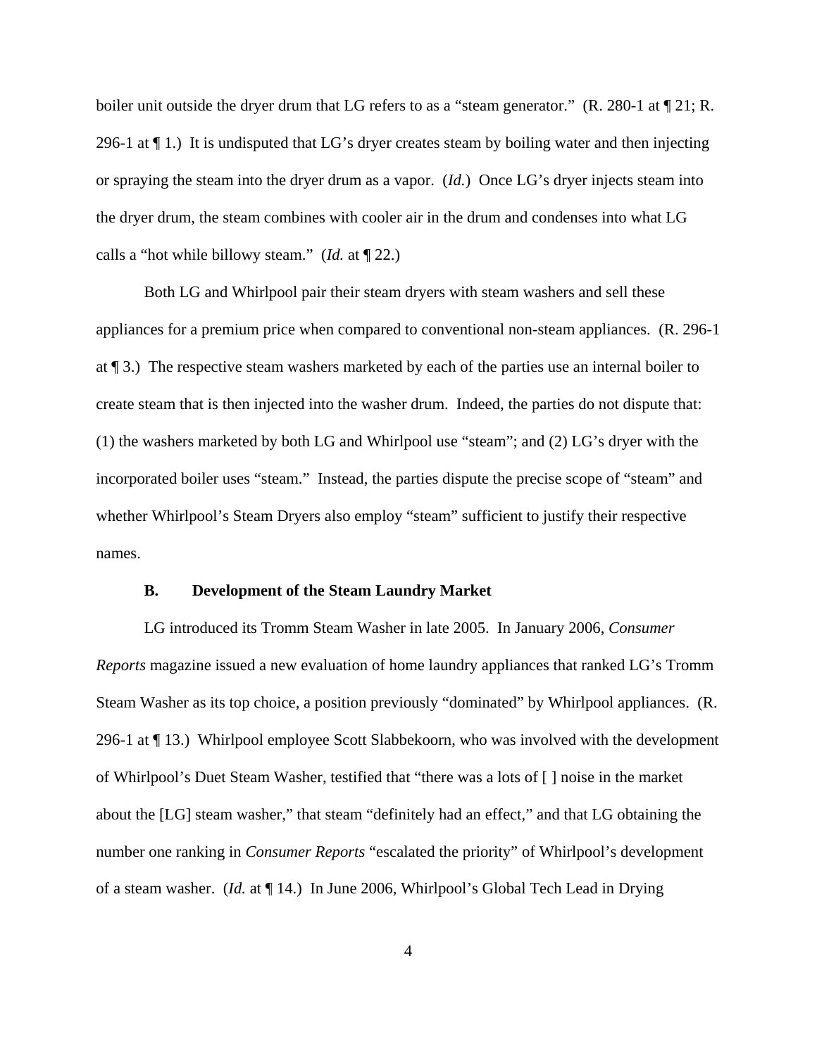boiler unit outside the dryer drum that LG refers to as a "steam generator." (R. 280-1 at ¶ 21; R. 296-1 at ¶ 1.) It is undisputed that LG's dryer creates steam by boiling water and then injecting or spraying the steam into the dryer drum as a vapor. (*Id.*) Once LG's dryer injects steam into the dryer drum, the steam combines with cooler air in the drum and condenses into what LG calls a "hot while billowy steam." (*Id.* at ¶ 22.)

Both LG and Whirlpool pair their steam dryers with steam washers and sell these appliances for a premium price when compared to conventional non-steam appliances. (R. 296-1 at ¶ 3.) The respective steam washers marketed by each of the parties use an internal boiler to create steam that is then injected into the washer drum. Indeed, the parties do not dispute that: (1) the washers marketed by both LG and Whirlpool use "steam"; and (2) LG's dryer with the incorporated boiler uses "steam." Instead, the parties dispute the precise scope of "steam" and whether Whirlpool's Steam Dryers also employ "steam" sufficient to justify their respective names.

### B. Development of the Steam Laundry Market

LG introduced its Tromm Steam Washer in late 2005. In January 2006, *Consumer Reports* magazine issued a new evaluation of home laundry appliances that ranked LG's Tromm Steam Washer as its top choice, a position previously "dominated" by Whirlpool appliances. (R. 296-1 at ¶ 13.) Whirlpool employee Scott Slabbekoorn, who was involved with the development of Whirlpool's Duet Steam Washer, testified that "there was a lots of [ ] noise in the market about the [LG] steam washer," that steam "definitely had an effect," and that LG obtaining the number one ranking in *Consumer Reports* "escalated the priority" of Whirlpool's development of a steam washer. (*Id.* at ¶ 14.) In June 2006, Whirlpool's Global Tech Lead in Drying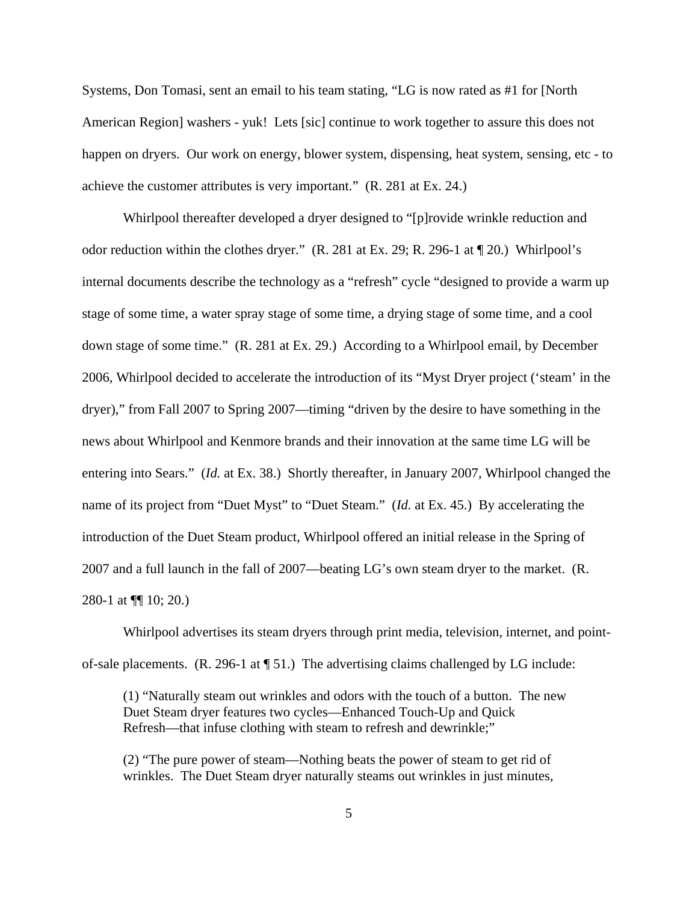Systems, Don Tomasi, sent an email to his team stating, "LG is now rated as #1 for [North American Region] washers - yuk! Lets [sic] continue to work together to assure this does not happen on dryers. Our work on energy, blower system, dispensing, heat system, sensing, etc - to achieve the customer attributes is very important." (R. 281 at Ex. 24.)

Whirlpool thereafter developed a dryer designed to "[p]rovide wrinkle reduction and odor reduction within the clothes dryer." (R. 281 at Ex. 29; R. 296-1 at ¶ 20.) Whirlpool's internal documents describe the technology as a "refresh" cycle "designed to provide a warm up stage of some time, a water spray stage of some time, a drying stage of some time, and a cool down stage of some time." (R. 281 at Ex. 29.) According to a Whirlpool email, by December 2006, Whirlpool decided to accelerate the introduction of its "Myst Dryer project ('steam' in the dryer)," from Fall 2007 to Spring 2007—timing "driven by the desire to have something in the news about Whirlpool and Kenmore brands and their innovation at the same time LG will be entering into Sears." (*Id.* at Ex. 38.) Shortly thereafter, in January 2007, Whirlpool changed the name of its project from "Duet Myst" to "Duet Steam." (*Id.* at Ex. 45.) By accelerating the introduction of the Duet Steam product, Whirlpool offered an initial release in the Spring of 2007 and a full launch in the fall of 2007—beating LG's own steam dryer to the market. (R. 280-1 at ¶¶ 10; 20.)

Whirlpool advertises its steam dryers through print media, television, internet, and point-of-sale placements. (R. 296-1 at ¶ 51.) The advertising claims challenged by LG include:

> (1) "Naturally steam out wrinkles and odors with the touch of a button. The new Duet Steam dryer features two cycles—Enhanced Touch-Up and Quick Refresh—that infuse clothing with steam to refresh and dewrinkle;"
>
> (2) "The pure power of steam—Nothing beats the power of steam to get rid of wrinkles. The Duet Steam dryer naturally steams out wrinkles in just minutes,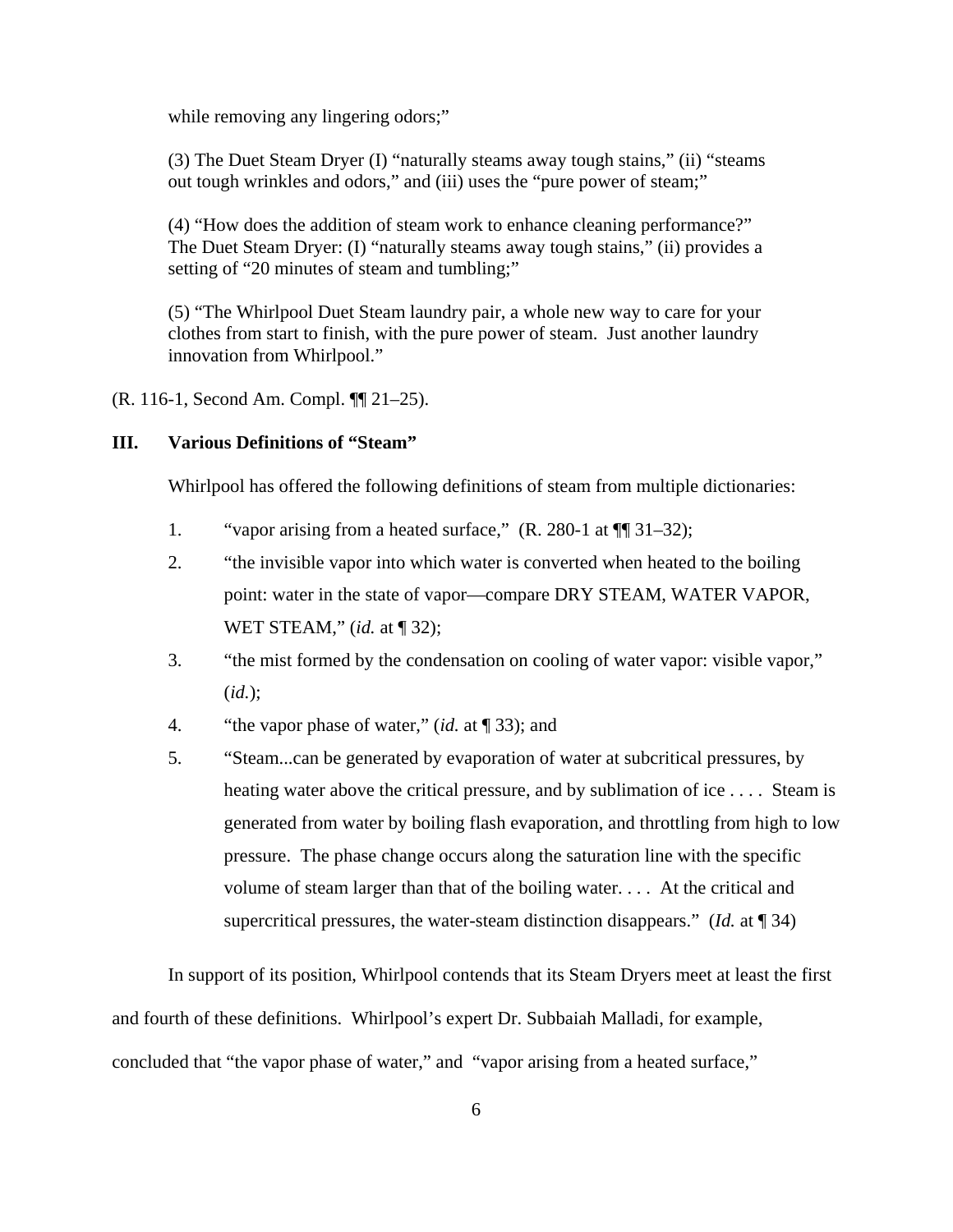while removing any lingering odors;"

(3) The Duet Steam Dryer (I) "naturally steams away tough stains," (ii) "steams out tough wrinkles and odors," and (iii) uses the "pure power of steam;"

(4) "How does the addition of steam work to enhance cleaning performance?" The Duet Steam Dryer: (I) "naturally steams away tough stains," (ii) provides a setting of "20 minutes of steam and tumbling;"

(5) "The Whirlpool Duet Steam laundry pair, a whole new way to care for your clothes from start to finish, with the pure power of steam. Just another laundry innovation from Whirlpool."

(R. 116-1, Second Am. Compl. ¶¶ 21–25).

## III. Various Definitions of "Steam"

Whirlpool has offered the following definitions of steam from multiple dictionaries:

1. "vapor arising from a heated surface," (R. 280-1 at ¶¶ 31–32);
2. "the invisible vapor into which water is converted when heated to the boiling point: water in the state of vapor—compare DRY STEAM, WATER VAPOR, WET STEAM," (*id.* at ¶ 32);
3. "the mist formed by the condensation on cooling of water vapor: visible vapor," (*id.*);
4. "the vapor phase of water," (*id.* at ¶ 33); and
5. "Steam...can be generated by evaporation of water at subcritical pressures, by heating water above the critical pressure, and by sublimation of ice . . . . Steam is generated from water by boiling flash evaporation, and throttling from high to low pressure. The phase change occurs along the saturation line with the specific volume of steam larger than that of the boiling water. . . . At the critical and supercritical pressures, the water-steam distinction disappears." (*Id.* at ¶ 34)

In support of its position, Whirlpool contends that its Steam Dryers meet at least the first and fourth of these definitions. Whirlpool's expert Dr. Subbaiah Malladi, for example, concluded that "the vapor phase of water," and "vapor arising from a heated surface,"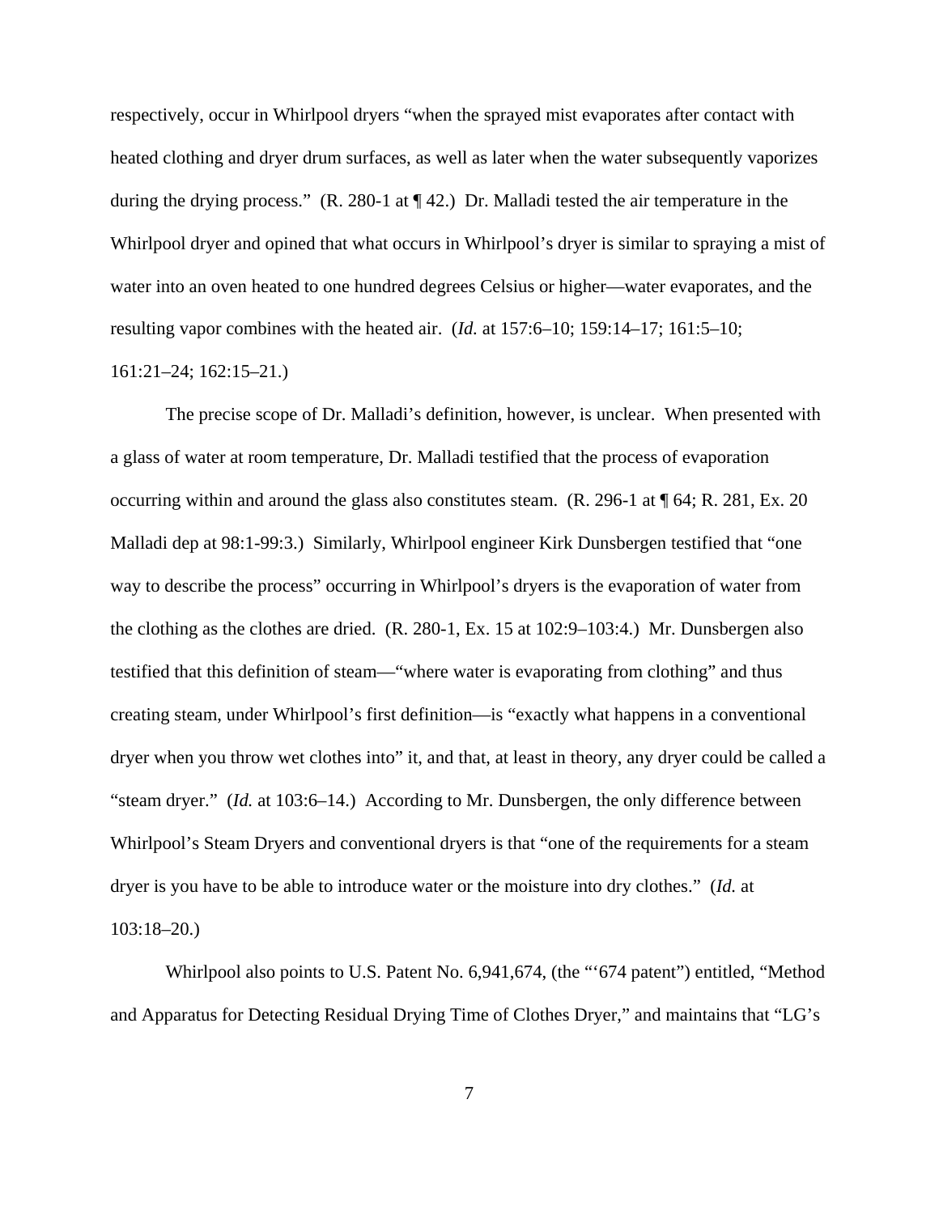respectively, occur in Whirlpool dryers "when the sprayed mist evaporates after contact with heated clothing and dryer drum surfaces, as well as later when the water subsequently vaporizes during the drying process." (R. 280-1 at ¶ 42.) Dr. Malladi tested the air temperature in the Whirlpool dryer and opined that what occurs in Whirlpool's dryer is similar to spraying a mist of water into an oven heated to one hundred degrees Celsius or higher—water evaporates, and the resulting vapor combines with the heated air. (*Id.* at 157:6–10; 159:14–17; 161:5–10; 161:21–24; 162:15–21.)

The precise scope of Dr. Malladi's definition, however, is unclear. When presented with a glass of water at room temperature, Dr. Malladi testified that the process of evaporation occurring within and around the glass also constitutes steam. (R. 296-1 at ¶ 64; R. 281, Ex. 20 Malladi dep at 98:1-99:3.) Similarly, Whirlpool engineer Kirk Dunsbergen testified that "one way to describe the process" occurring in Whirlpool's dryers is the evaporation of water from the clothing as the clothes are dried. (R. 280-1, Ex. 15 at 102:9–103:4.) Mr. Dunsbergen also testified that this definition of steam—"where water is evaporating from clothing" and thus creating steam, under Whirlpool's first definition—is "exactly what happens in a conventional dryer when you throw wet clothes into" it, and that, at least in theory, any dryer could be called a "steam dryer." (*Id.* at 103:6–14.) According to Mr. Dunsbergen, the only difference between Whirlpool's Steam Dryers and conventional dryers is that "one of the requirements for a steam dryer is you have to be able to introduce water or the moisture into dry clothes." (*Id.* at 103:18–20.)

Whirlpool also points to U.S. Patent No. 6,941,674, (the "'674 patent") entitled, "Method and Apparatus for Detecting Residual Drying Time of Clothes Dryer," and maintains that "LG's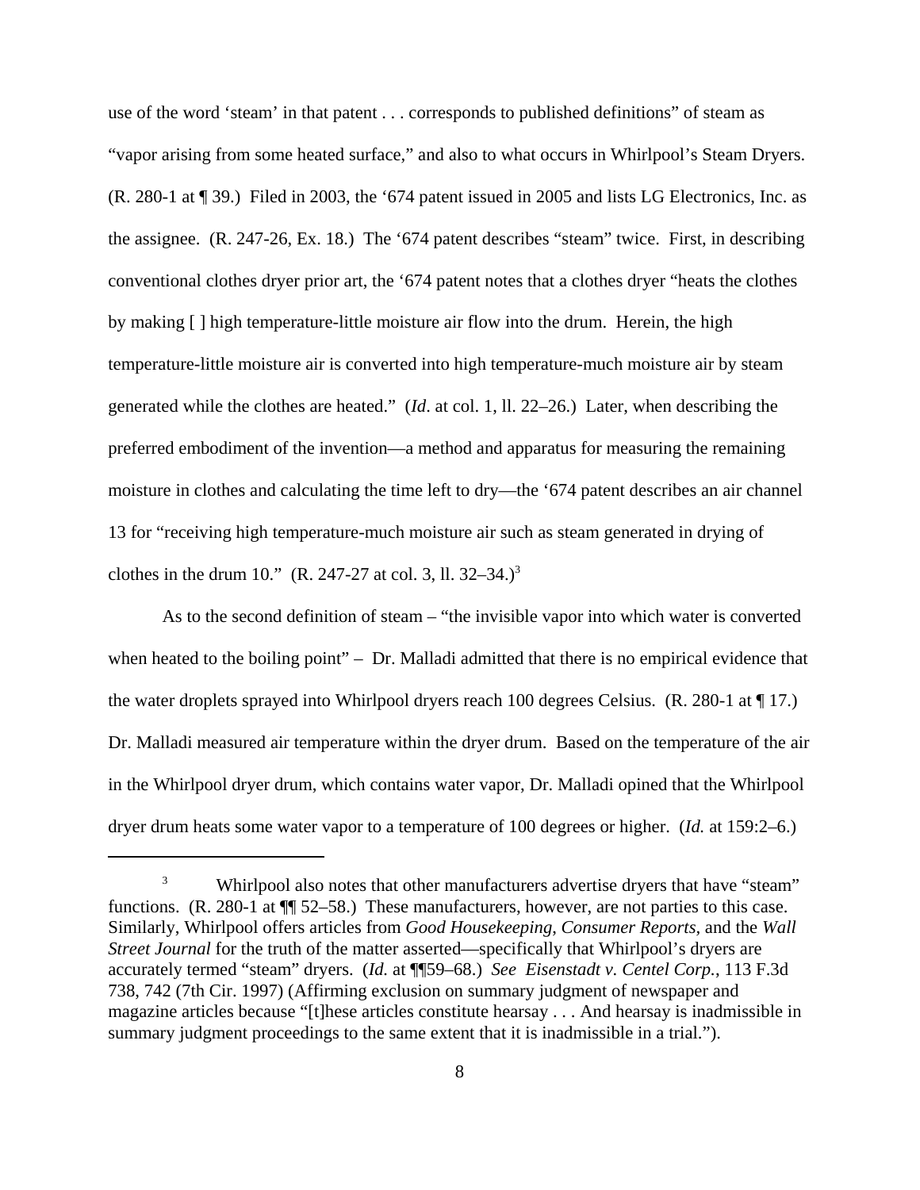use of the word 'steam' in that patent . . . corresponds to published definitions" of steam as "vapor arising from some heated surface," and also to what occurs in Whirlpool's Steam Dryers. (R. 280-1 at ¶ 39.) Filed in 2003, the '674 patent issued in 2005 and lists LG Electronics, Inc. as the assignee. (R. 247-26, Ex. 18.) The '674 patent describes "steam" twice. First, in describing conventional clothes dryer prior art, the '674 patent notes that a clothes dryer "heats the clothes by making [ ] high temperature-little moisture air flow into the drum. Herein, the high temperature-little moisture air is converted into high temperature-much moisture air by steam generated while the clothes are heated." (*Id*. at col. 1, ll. 22–26.) Later, when describing the preferred embodiment of the invention—a method and apparatus for measuring the remaining moisture in clothes and calculating the time left to dry—the '674 patent describes an air channel 13 for "receiving high temperature-much moisture air such as steam generated in drying of clothes in the drum 10." (R. 247-27 at col. 3, ll. 32–34.)[3]

As to the second definition of steam – "the invisible vapor into which water is converted when heated to the boiling point" – Dr. Malladi admitted that there is no empirical evidence that the water droplets sprayed into Whirlpool dryers reach 100 degrees Celsius. (R. 280-1 at ¶ 17.) Dr. Malladi measured air temperature within the dryer drum. Based on the temperature of the air in the Whirlpool dryer drum, which contains water vapor, Dr. Malladi opined that the Whirlpool dryer drum heats some water vapor to a temperature of 100 degrees or higher. (*Id.* at 159:2–6.)

---

[3] Whirlpool also notes that other manufacturers advertise dryers that have "steam" functions. (R. 280-1 at ¶¶ 52–58.) These manufacturers, however, are not parties to this case. Similarly, Whirlpool offers articles from *Good Housekeeping*, *Consumer Reports*, and the *Wall Street Journal* for the truth of the matter asserted—specifically that Whirlpool's dryers are accurately termed "steam" dryers. (*Id.* at ¶¶59–68.) *See Eisenstadt v. Centel Corp.*, 113 F.3d 738, 742 (7th Cir. 1997) (Affirming exclusion on summary judgment of newspaper and magazine articles because "[t]hese articles constitute hearsay . . . And hearsay is inadmissible in summary judgment proceedings to the same extent that it is inadmissible in a trial.").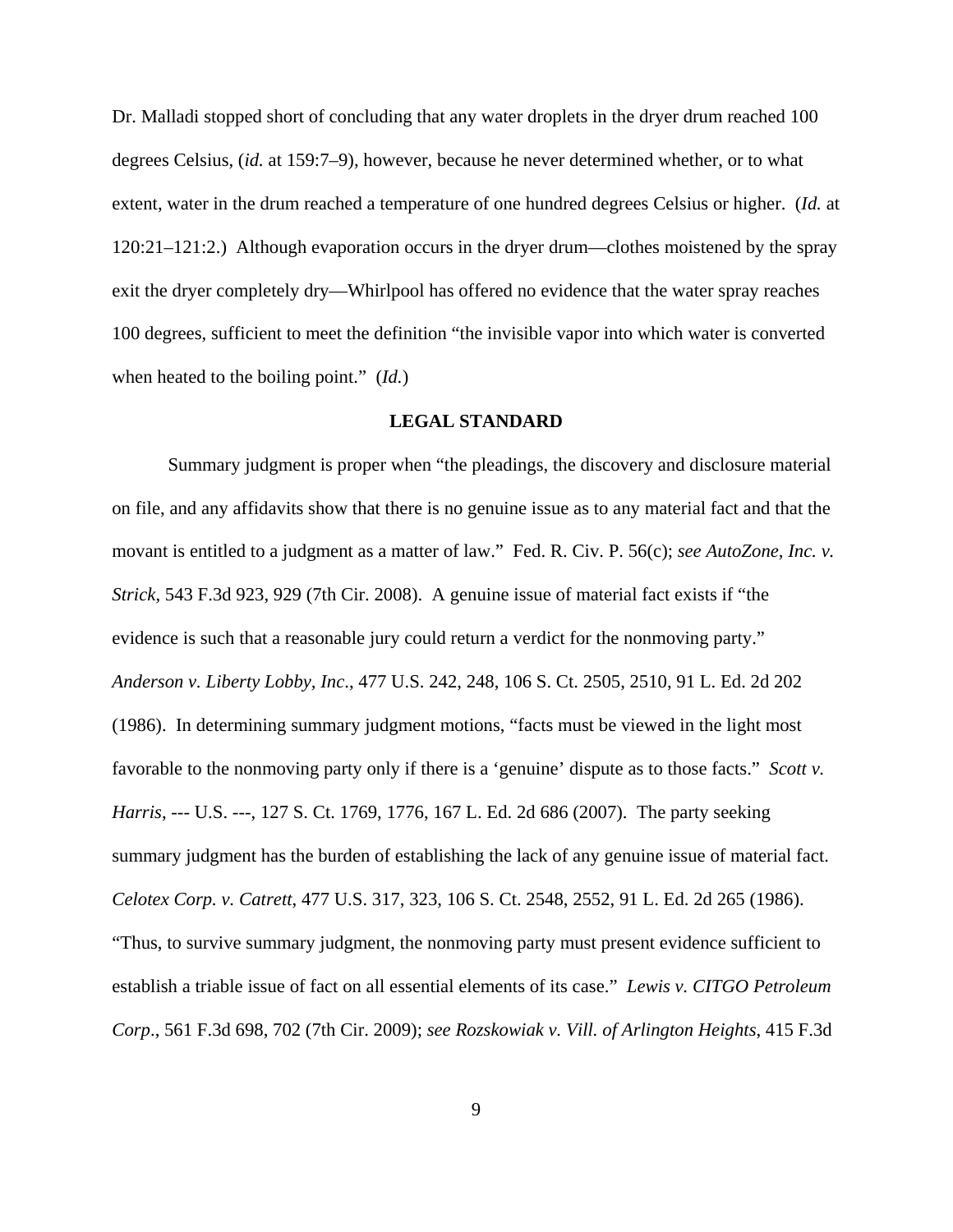Dr. Malladi stopped short of concluding that any water droplets in the dryer drum reached 100 degrees Celsius, (*id.* at 159:7–9), however, because he never determined whether, or to what extent, water in the drum reached a temperature of one hundred degrees Celsius or higher. (*Id.* at 120:21–121:2.) Although evaporation occurs in the dryer drum—clothes moistened by the spray exit the dryer completely dry—Whirlpool has offered no evidence that the water spray reaches 100 degrees, sufficient to meet the definition "the invisible vapor into which water is converted when heated to the boiling point." (*Id.*)

## LEGAL STANDARD

Summary judgment is proper when "the pleadings, the discovery and disclosure material on file, and any affidavits show that there is no genuine issue as to any material fact and that the movant is entitled to a judgment as a matter of law." Fed. R. Civ. P. 56(c); *see AutoZone, Inc. v. Strick*, 543 F.3d 923, 929 (7th Cir. 2008). A genuine issue of material fact exists if "the evidence is such that a reasonable jury could return a verdict for the nonmoving party." *Anderson v. Liberty Lobby, Inc*., 477 U.S. 242, 248, 106 S. Ct. 2505, 2510, 91 L. Ed. 2d 202 (1986). In determining summary judgment motions, "facts must be viewed in the light most favorable to the nonmoving party only if there is a 'genuine' dispute as to those facts." *Scott v. Harris*, --- U.S. ---, 127 S. Ct. 1769, 1776, 167 L. Ed. 2d 686 (2007). The party seeking summary judgment has the burden of establishing the lack of any genuine issue of material fact. *Celotex Corp. v. Catrett*, 477 U.S. 317, 323, 106 S. Ct. 2548, 2552, 91 L. Ed. 2d 265 (1986). "Thus, to survive summary judgment, the nonmoving party must present evidence sufficient to establish a triable issue of fact on all essential elements of its case." *Lewis v. CITGO Petroleum Corp*., 561 F.3d 698, 702 (7th Cir. 2009); *see Rozskowiak v. Vill. of Arlington Heights*, 415 F.3d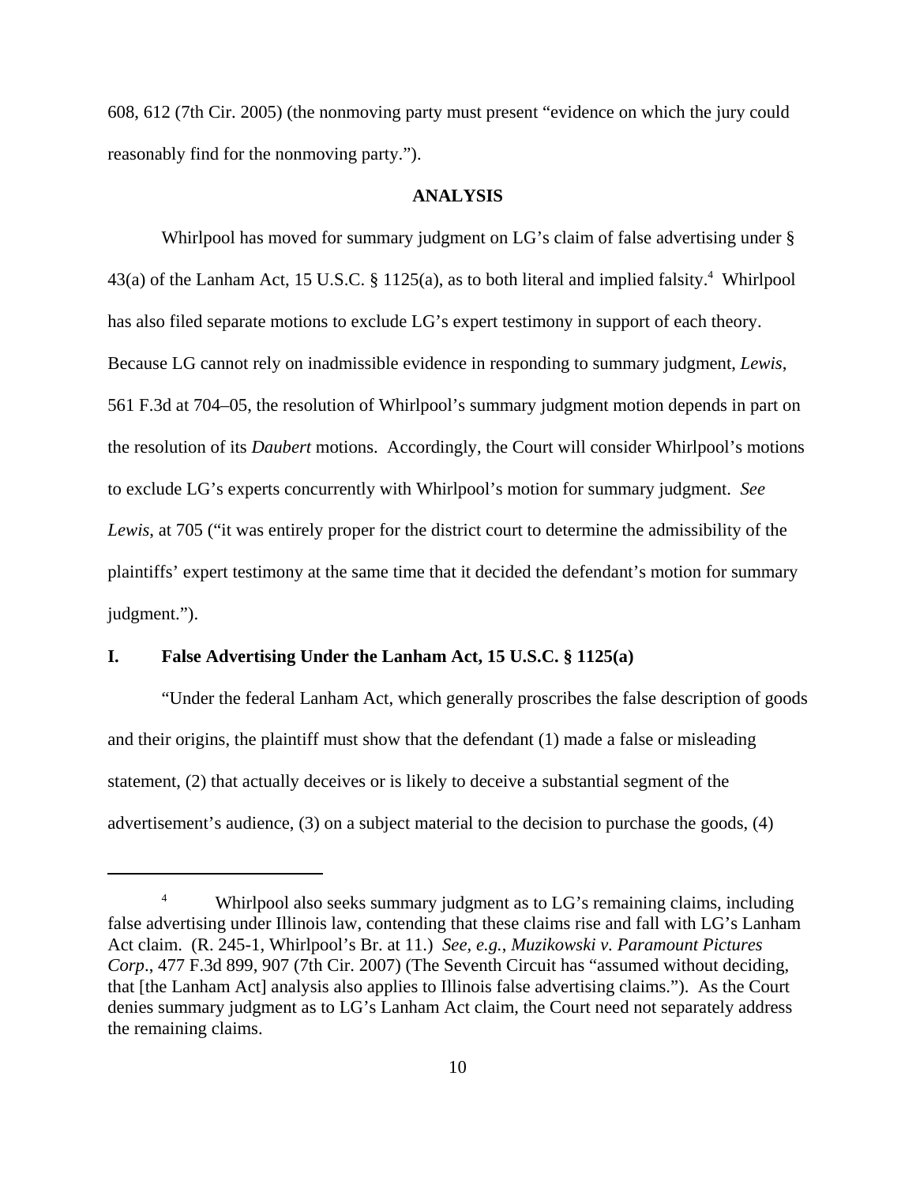608, 612 (7th Cir. 2005) (the nonmoving party must present "evidence on which the jury could reasonably find for the nonmoving party.").

## ANALYSIS

Whirlpool has moved for summary judgment on LG's claim of false advertising under § 43(a) of the Lanham Act, 15 U.S.C. § 1125(a), as to both literal and implied falsity.[4] Whirlpool has also filed separate motions to exclude LG's expert testimony in support of each theory. Because LG cannot rely on inadmissible evidence in responding to summary judgment, *Lewis*, 561 F.3d at 704–05, the resolution of Whirlpool's summary judgment motion depends in part on the resolution of its *Daubert* motions. Accordingly, the Court will consider Whirlpool's motions to exclude LG's experts concurrently with Whirlpool's motion for summary judgment. *See Lewis*, at 705 ("it was entirely proper for the district court to determine the admissibility of the plaintiffs' expert testimony at the same time that it decided the defendant's motion for summary judgment.").

### I. False Advertising Under the Lanham Act, 15 U.S.C. § 1125(a)

"Under the federal Lanham Act, which generally proscribes the false description of goods and their origins, the plaintiff must show that the defendant (1) made a false or misleading statement, (2) that actually deceives or is likely to deceive a substantial segment of the advertisement's audience, (3) on a subject material to the decision to purchase the goods, (4)

---

[4] Whirlpool also seeks summary judgment as to LG's remaining claims, including false advertising under Illinois law, contending that these claims rise and fall with LG's Lanham Act claim. (R. 245-1, Whirlpool's Br. at 11.) *See, e.g.*, *Muzikowski v. Paramount Pictures Corp*., 477 F.3d 899, 907 (7th Cir. 2007) (The Seventh Circuit has "assumed without deciding, that [the Lanham Act] analysis also applies to Illinois false advertising claims."). As the Court denies summary judgment as to LG's Lanham Act claim, the Court need not separately address the remaining claims.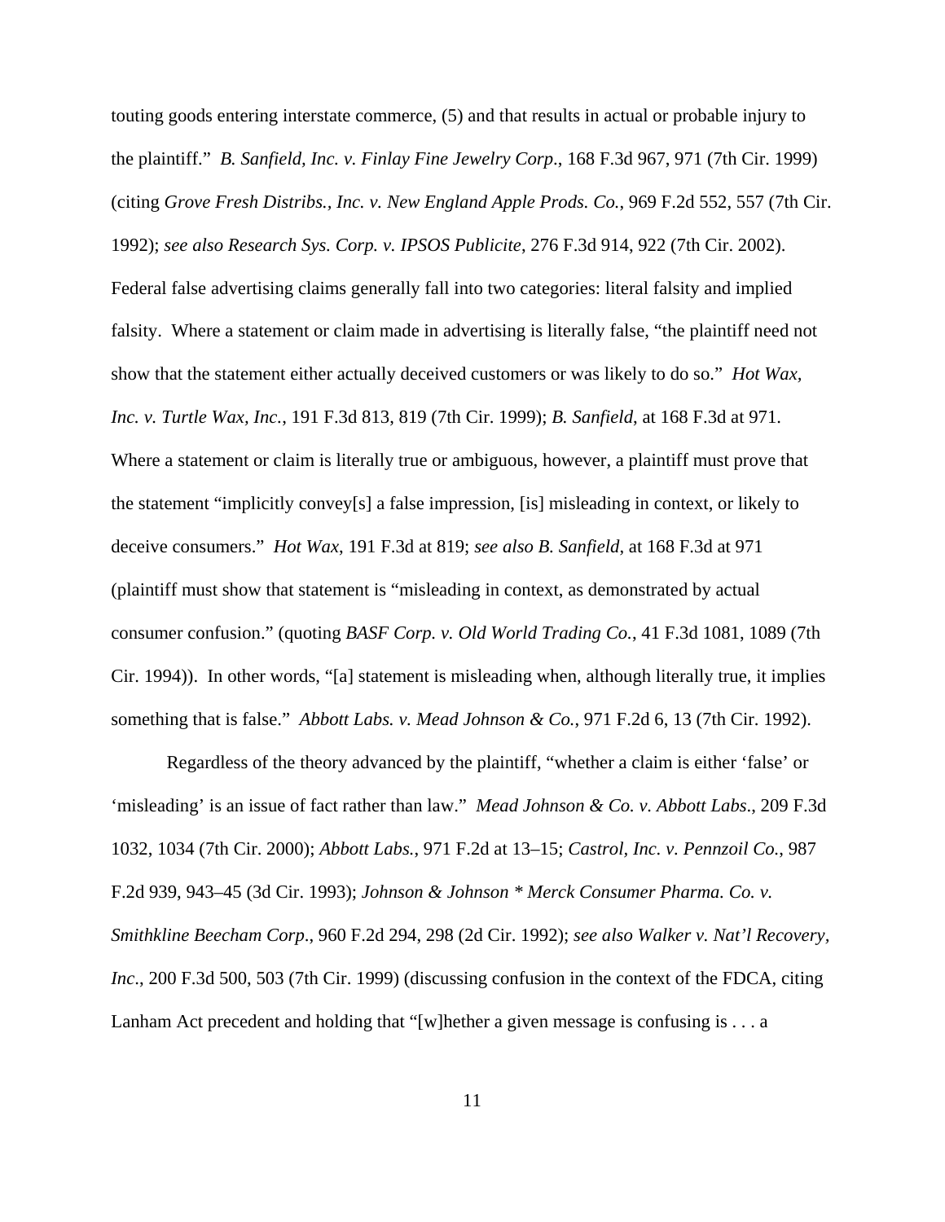touting goods entering interstate commerce, (5) and that results in actual or probable injury to the plaintiff." *B. Sanfield, Inc. v. Finlay Fine Jewelry Corp*., 168 F.3d 967, 971 (7th Cir. 1999) (citing *Grove Fresh Distribs., Inc. v. New England Apple Prods. Co.*, 969 F.2d 552, 557 (7th Cir. 1992); *see also Research Sys. Corp. v. IPSOS Publicite*, 276 F.3d 914, 922 (7th Cir. 2002). Federal false advertising claims generally fall into two categories: literal falsity and implied falsity. Where a statement or claim made in advertising is literally false, "the plaintiff need not show that the statement either actually deceived customers or was likely to do so." *Hot Wax, Inc. v. Turtle Wax, Inc.*, 191 F.3d 813, 819 (7th Cir. 1999); *B. Sanfield*, at 168 F.3d at 971. Where a statement or claim is literally true or ambiguous, however, a plaintiff must prove that the statement "implicitly convey[s] a false impression, [is] misleading in context, or likely to deceive consumers." *Hot Wax*, 191 F.3d at 819; *see also B. Sanfield*, at 168 F.3d at 971 (plaintiff must show that statement is "misleading in context, as demonstrated by actual consumer confusion." (quoting *BASF Corp. v. Old World Trading Co.*, 41 F.3d 1081, 1089 (7th Cir. 1994)). In other words, "[a] statement is misleading when, although literally true, it implies something that is false." *Abbott Labs. v. Mead Johnson & Co.*, 971 F.2d 6, 13 (7th Cir. 1992).

Regardless of the theory advanced by the plaintiff, "whether a claim is either 'false' or 'misleading' is an issue of fact rather than law." *Mead Johnson & Co. v. Abbott Labs*., 209 F.3d 1032, 1034 (7th Cir. 2000); *Abbott Labs.*, 971 F.2d at 13–15; *Castrol, Inc. v. Pennzoil Co.*, 987 F.2d 939, 943–45 (3d Cir. 1993); *Johnson & Johnson * Merck Consumer Pharma. Co. v. Smithkline Beecham Corp*., 960 F.2d 294, 298 (2d Cir. 1992); *see also Walker v. Nat'l Recovery, Inc*., 200 F.3d 500, 503 (7th Cir. 1999) (discussing confusion in the context of the FDCA, citing Lanham Act precedent and holding that "[w]hether a given message is confusing is . . . a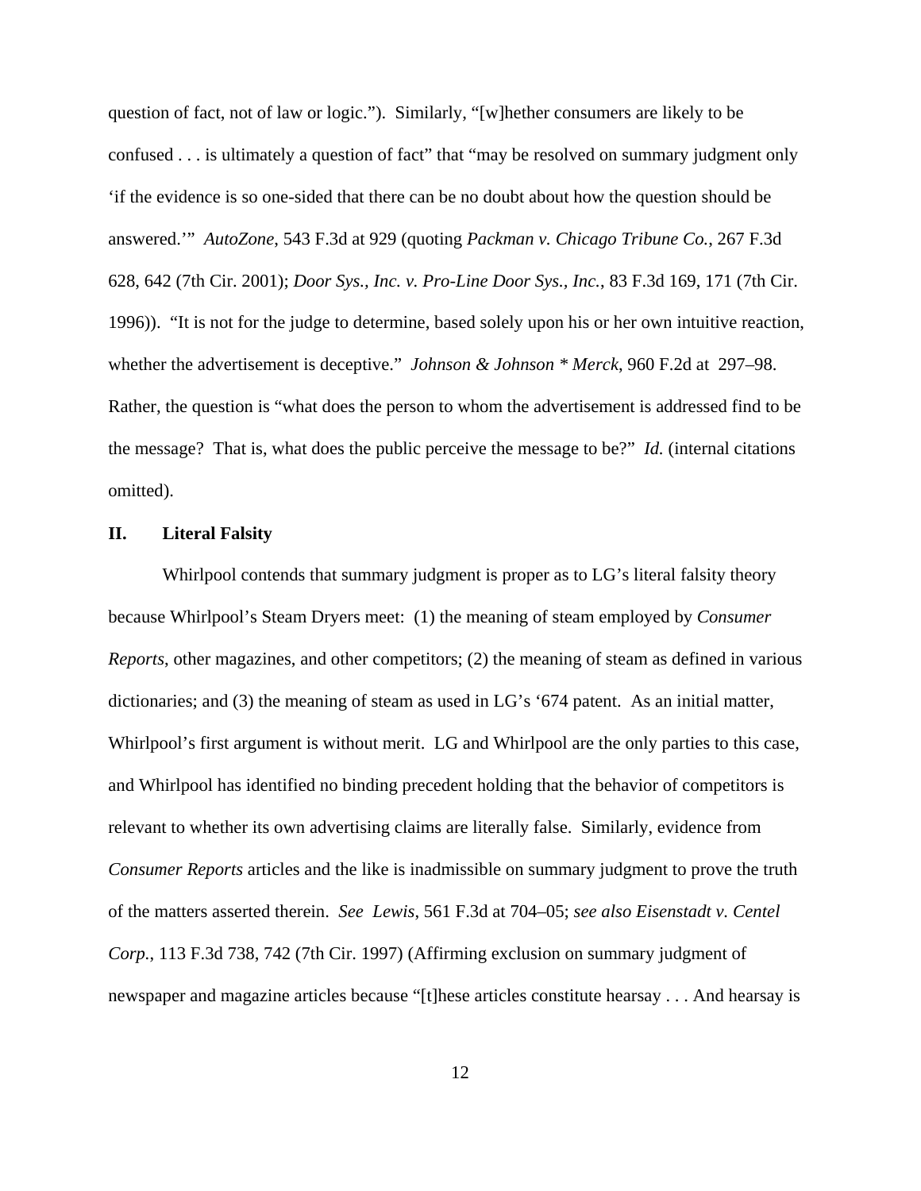question of fact, not of law or logic."). Similarly, "[w]hether consumers are likely to be confused . . . is ultimately a question of fact" that "may be resolved on summary judgment only 'if the evidence is so one-sided that there can be no doubt about how the question should be answered.'" *AutoZone*, 543 F.3d at 929 (quoting *Packman v. Chicago Tribune Co.*, 267 F.3d 628, 642 (7th Cir. 2001); *Door Sys., Inc. v. Pro-Line Door Sys., Inc.*, 83 F.3d 169, 171 (7th Cir. 1996)). "It is not for the judge to determine, based solely upon his or her own intuitive reaction, whether the advertisement is deceptive." *Johnson & Johnson * Merck*, 960 F.2d at 297–98. Rather, the question is "what does the person to whom the advertisement is addressed find to be the message? That is, what does the public perceive the message to be?" *Id.* (internal citations omitted).

## II. Literal Falsity

Whirlpool contends that summary judgment is proper as to LG's literal falsity theory because Whirlpool's Steam Dryers meet: (1) the meaning of steam employed by *Consumer Reports*, other magazines, and other competitors; (2) the meaning of steam as defined in various dictionaries; and (3) the meaning of steam as used in LG's '674 patent. As an initial matter, Whirlpool's first argument is without merit. LG and Whirlpool are the only parties to this case, and Whirlpool has identified no binding precedent holding that the behavior of competitors is relevant to whether its own advertising claims are literally false. Similarly, evidence from *Consumer Reports* articles and the like is inadmissible on summary judgment to prove the truth of the matters asserted therein. *See Lewis*, 561 F.3d at 704–05; *see also Eisenstadt v. Centel Corp.*, 113 F.3d 738, 742 (7th Cir. 1997) (Affirming exclusion on summary judgment of newspaper and magazine articles because "[t]hese articles constitute hearsay . . . And hearsay is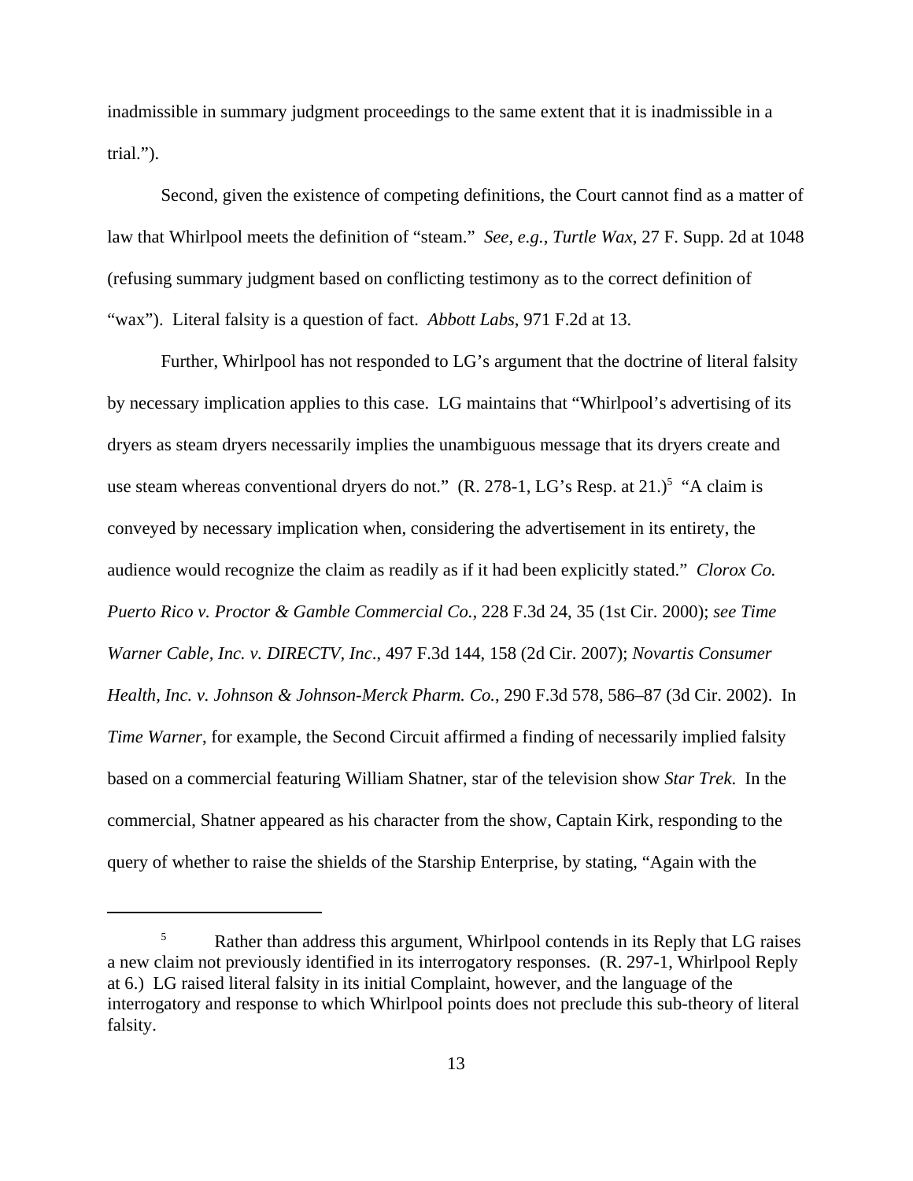inadmissible in summary judgment proceedings to the same extent that it is inadmissible in a trial.").

Second, given the existence of competing definitions, the Court cannot find as a matter of law that Whirlpool meets the definition of "steam." *See, e.g.*, *Turtle Wax*, 27 F. Supp. 2d at 1048 (refusing summary judgment based on conflicting testimony as to the correct definition of "wax"). Literal falsity is a question of fact. *Abbott Labs*, 971 F.2d at 13.

Further, Whirlpool has not responded to LG's argument that the doctrine of literal falsity by necessary implication applies to this case. LG maintains that "Whirlpool's advertising of its dryers as steam dryers necessarily implies the unambiguous message that its dryers create and use steam whereas conventional dryers do not." (R. 278-1, LG's Resp. at 21.)[5] "A claim is conveyed by necessary implication when, considering the advertisement in its entirety, the audience would recognize the claim as readily as if it had been explicitly stated." *Clorox Co. Puerto Rico v. Proctor & Gamble Commercial Co.*, 228 F.3d 24, 35 (1st Cir. 2000); *see Time Warner Cable, Inc. v. DIRECTV, Inc*., 497 F.3d 144, 158 (2d Cir. 2007); *Novartis Consumer Health, Inc. v. Johnson & Johnson-Merck Pharm. Co.*, 290 F.3d 578, 586–87 (3d Cir. 2002). In *Time Warner*, for example, the Second Circuit affirmed a finding of necessarily implied falsity based on a commercial featuring William Shatner, star of the television show *Star Trek*. In the commercial, Shatner appeared as his character from the show, Captain Kirk, responding to the query of whether to raise the shields of the Starship Enterprise, by stating, "Again with the

---

[5] Rather than address this argument, Whirlpool contends in its Reply that LG raises a new claim not previously identified in its interrogatory responses. (R. 297-1, Whirlpool Reply at 6.) LG raised literal falsity in its initial Complaint, however, and the language of the interrogatory and response to which Whirlpool points does not preclude this sub-theory of literal falsity.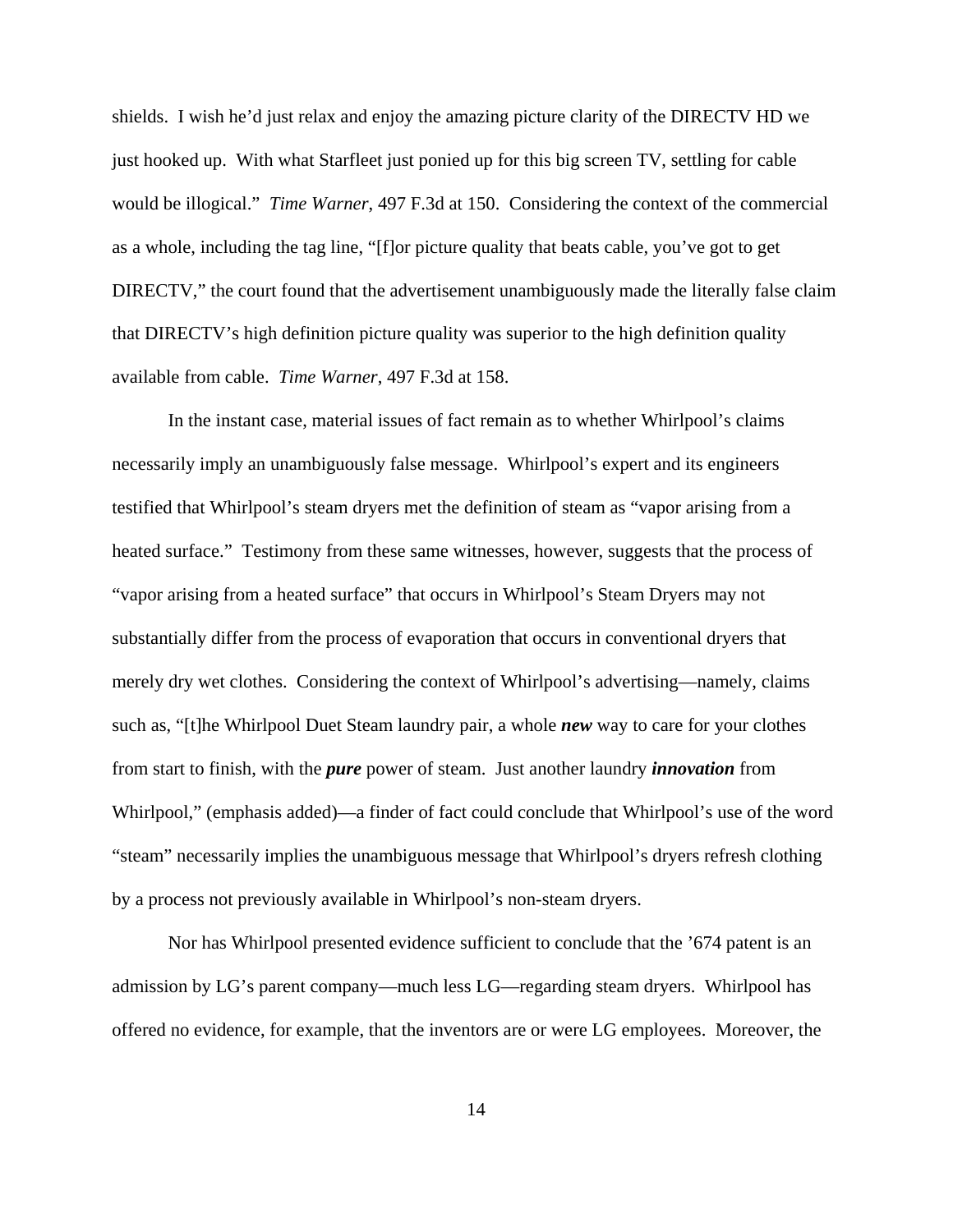shields. I wish he'd just relax and enjoy the amazing picture clarity of the DIRECTV HD we just hooked up. With what Starfleet just ponied up for this big screen TV, settling for cable would be illogical." *Time Warner*, 497 F.3d at 150. Considering the context of the commercial as a whole, including the tag line, "[f]or picture quality that beats cable, you've got to get DIRECTV," the court found that the advertisement unambiguously made the literally false claim that DIRECTV's high definition picture quality was superior to the high definition quality available from cable. *Time Warner*, 497 F.3d at 158.

In the instant case, material issues of fact remain as to whether Whirlpool's claims necessarily imply an unambiguously false message. Whirlpool's expert and its engineers testified that Whirlpool's steam dryers met the definition of steam as "vapor arising from a heated surface." Testimony from these same witnesses, however, suggests that the process of "vapor arising from a heated surface" that occurs in Whirlpool's Steam Dryers may not substantially differ from the process of evaporation that occurs in conventional dryers that merely dry wet clothes. Considering the context of Whirlpool's advertising—namely, claims such as, "[t]he Whirlpool Duet Steam laundry pair, a whole ***new*** way to care for your clothes from start to finish, with the ***pure*** power of steam. Just another laundry ***innovation*** from Whirlpool," (emphasis added)—a finder of fact could conclude that Whirlpool's use of the word "steam" necessarily implies the unambiguous message that Whirlpool's dryers refresh clothing by a process not previously available in Whirlpool's non-steam dryers.

Nor has Whirlpool presented evidence sufficient to conclude that the '674 patent is an admission by LG's parent company—much less LG—regarding steam dryers. Whirlpool has offered no evidence, for example, that the inventors are or were LG employees. Moreover, the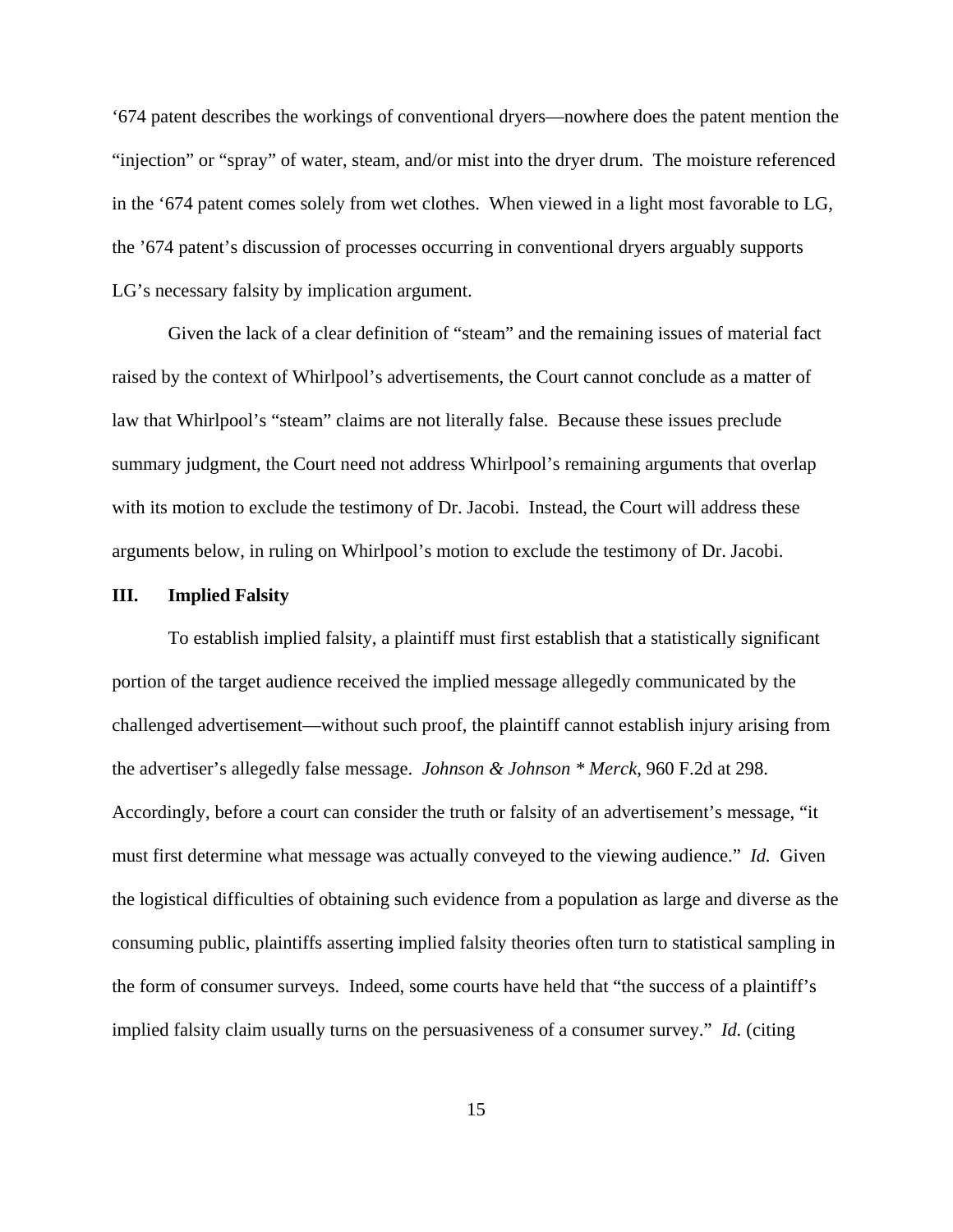‘674 patent describes the workings of conventional dryers—nowhere does the patent mention the “injection” or “spray” of water, steam, and/or mist into the dryer drum. The moisture referenced in the ‘674 patent comes solely from wet clothes. When viewed in a light most favorable to LG, the ’674 patent’s discussion of processes occurring in conventional dryers arguably supports LG’s necessary falsity by implication argument.

Given the lack of a clear definition of “steam” and the remaining issues of material fact raised by the context of Whirlpool’s advertisements, the Court cannot conclude as a matter of law that Whirlpool’s “steam” claims are not literally false. Because these issues preclude summary judgment, the Court need not address Whirlpool’s remaining arguments that overlap with its motion to exclude the testimony of Dr. Jacobi. Instead, the Court will address these arguments below, in ruling on Whirlpool’s motion to exclude the testimony of Dr. Jacobi.

## III. Implied Falsity

To establish implied falsity, a plaintiff must first establish that a statistically significant portion of the target audience received the implied message allegedly communicated by the challenged advertisement—without such proof, the plaintiff cannot establish injury arising from the advertiser’s allegedly false message. *Johnson & Johnson * Merck*, 960 F.2d at 298. Accordingly, before a court can consider the truth or falsity of an advertisement’s message, “it must first determine what message was actually conveyed to the viewing audience.” *Id.* Given the logistical difficulties of obtaining such evidence from a population as large and diverse as the consuming public, plaintiffs asserting implied falsity theories often turn to statistical sampling in the form of consumer surveys. Indeed, some courts have held that “the success of a plaintiff’s implied falsity claim usually turns on the persuasiveness of a consumer survey.” *Id.* (citing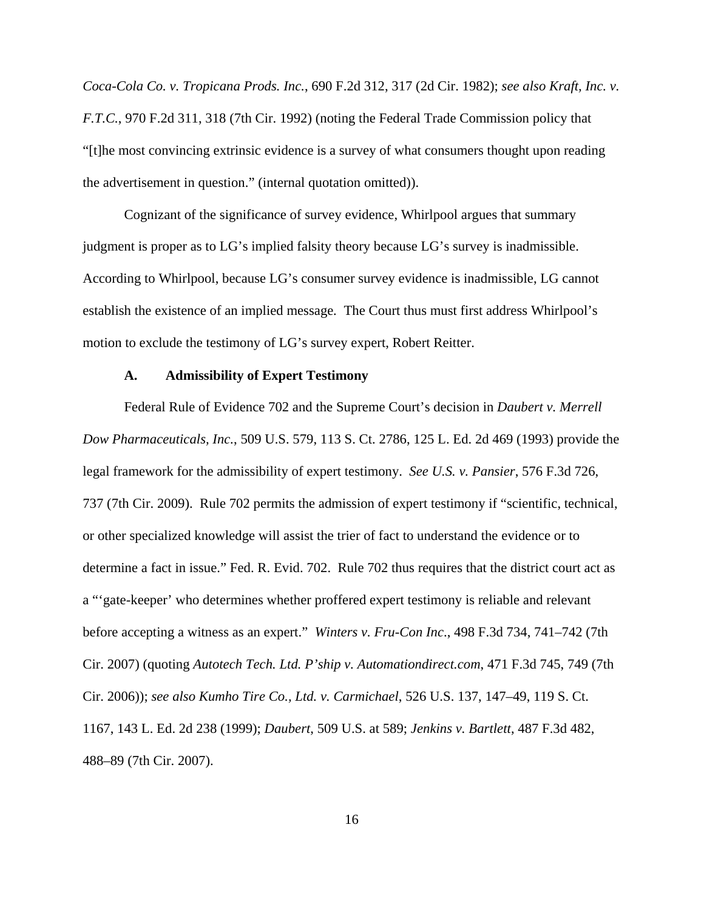*Coca-Cola Co. v. Tropicana Prods. Inc.*, 690 F.2d 312, 317 (2d Cir. 1982); *see also Kraft, Inc. v. F.T.C.*, 970 F.2d 311, 318 (7th Cir. 1992) (noting the Federal Trade Commission policy that "[t]he most convincing extrinsic evidence is a survey of what consumers thought upon reading the advertisement in question." (internal quotation omitted)).

Cognizant of the significance of survey evidence, Whirlpool argues that summary judgment is proper as to LG's implied falsity theory because LG's survey is inadmissible. According to Whirlpool, because LG's consumer survey evidence is inadmissible, LG cannot establish the existence of an implied message. The Court thus must first address Whirlpool's motion to exclude the testimony of LG's survey expert, Robert Reitter.

**A. Admissibility of Expert Testimony**

Federal Rule of Evidence 702 and the Supreme Court's decision in *Daubert v. Merrell Dow Pharmaceuticals, Inc.*, 509 U.S. 579, 113 S. Ct. 2786, 125 L. Ed. 2d 469 (1993) provide the legal framework for the admissibility of expert testimony. *See U.S. v. Pansier*, 576 F.3d 726, 737 (7th Cir. 2009). Rule 702 permits the admission of expert testimony if "scientific, technical, or other specialized knowledge will assist the trier of fact to understand the evidence or to determine a fact in issue." Fed. R. Evid. 702. Rule 702 thus requires that the district court act as a "'gate-keeper' who determines whether proffered expert testimony is reliable and relevant before accepting a witness as an expert." *Winters v. Fru-Con Inc*., 498 F.3d 734, 741–742 (7th Cir. 2007) (quoting *Autotech Tech. Ltd. P'ship v. Automationdirect.com*, 471 F.3d 745, 749 (7th Cir. 2006)); *see also Kumho Tire Co., Ltd. v. Carmichael*, 526 U.S. 137, 147–49, 119 S. Ct. 1167, 143 L. Ed. 2d 238 (1999); *Daubert*, 509 U.S. at 589; *Jenkins v. Bartlett*, 487 F.3d 482, 488–89 (7th Cir. 2007).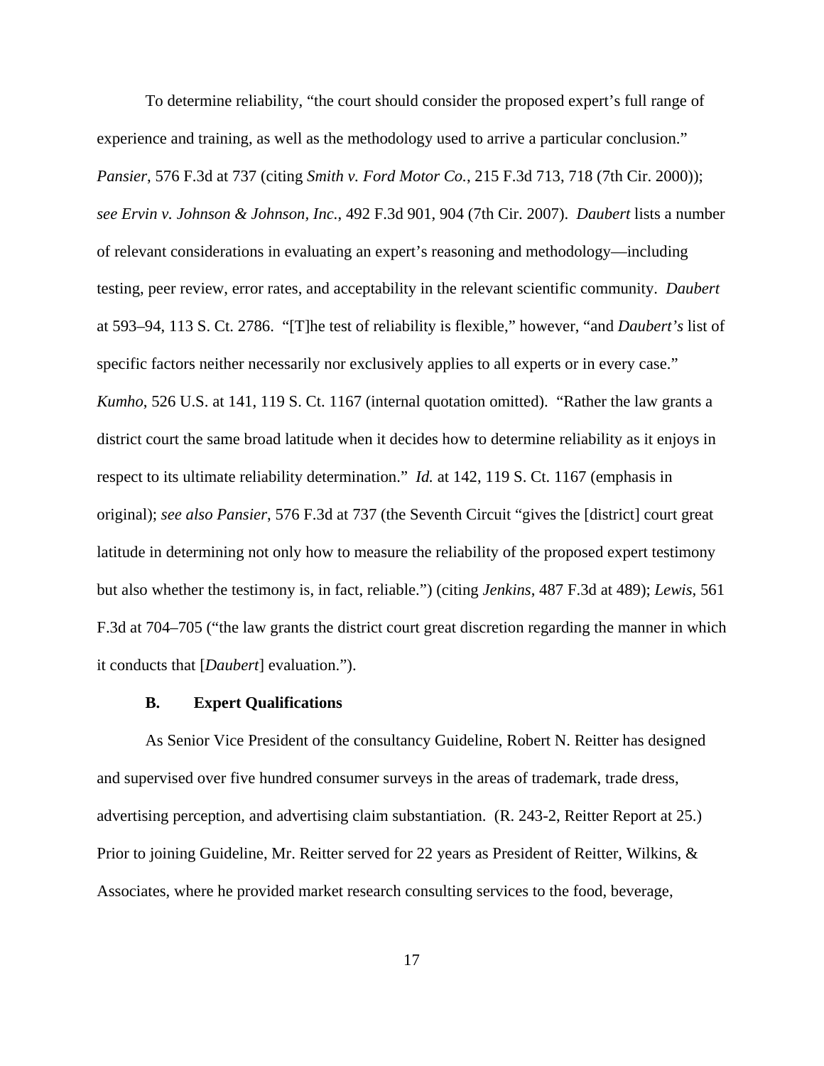To determine reliability, "the court should consider the proposed expert's full range of experience and training, as well as the methodology used to arrive a particular conclusion." *Pansier*, 576 F.3d at 737 (citing *Smith v. Ford Motor Co.*, 215 F.3d 713, 718 (7th Cir. 2000)); *see Ervin v. Johnson & Johnson, Inc.*, 492 F.3d 901, 904 (7th Cir. 2007). *Daubert* lists a number of relevant considerations in evaluating an expert's reasoning and methodology—including testing, peer review, error rates, and acceptability in the relevant scientific community. *Daubert* at 593–94, 113 S. Ct. 2786. "[T]he test of reliability is flexible," however, "and *Daubert's* list of specific factors neither necessarily nor exclusively applies to all experts or in every case." *Kumho*, 526 U.S. at 141, 119 S. Ct. 1167 (internal quotation omitted). "Rather the law grants a district court the same broad latitude when it decides how to determine reliability as it enjoys in respect to its ultimate reliability determination." *Id.* at 142, 119 S. Ct. 1167 (emphasis in original); *see also Pansier*, 576 F.3d at 737 (the Seventh Circuit "gives the [district] court great latitude in determining not only how to measure the reliability of the proposed expert testimony but also whether the testimony is, in fact, reliable.") (citing *Jenkins*, 487 F.3d at 489); *Lewis*, 561 F.3d at 704–705 ("the law grants the district court great discretion regarding the manner in which it conducts that [*Daubert*] evaluation.").

### B. Expert Qualifications

As Senior Vice President of the consultancy Guideline, Robert N. Reitter has designed and supervised over five hundred consumer surveys in the areas of trademark, trade dress, advertising perception, and advertising claim substantiation. (R. 243-2, Reitter Report at 25.) Prior to joining Guideline, Mr. Reitter served for 22 years as President of Reitter, Wilkins, & Associates, where he provided market research consulting services to the food, beverage,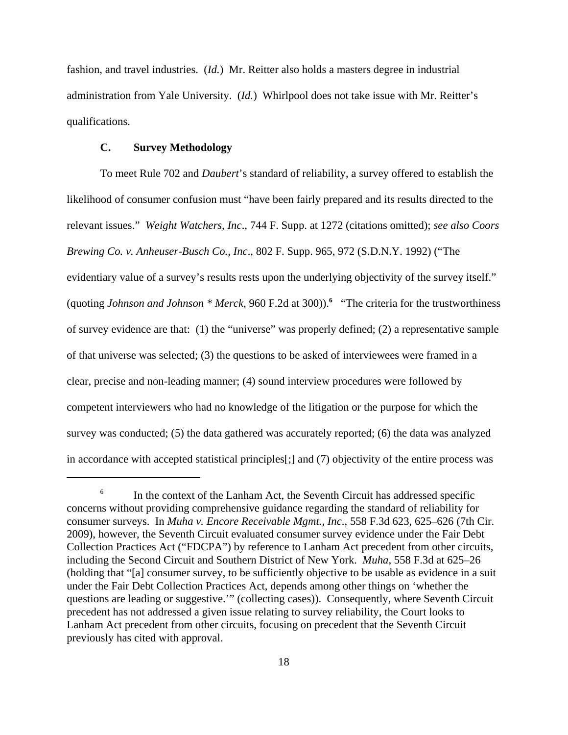fashion, and travel industries. (*Id.*) Mr. Reitter also holds a masters degree in industrial administration from Yale University. (*Id.*) Whirlpool does not take issue with Mr. Reitter's qualifications.

### C. Survey Methodology

To meet Rule 702 and *Daubert*'s standard of reliability, a survey offered to establish the likelihood of consumer confusion must "have been fairly prepared and its results directed to the relevant issues." *Weight Watchers, Inc*., 744 F. Supp. at 1272 (citations omitted); *see also Coors Brewing Co. v. Anheuser-Busch Co., Inc*., 802 F. Supp. 965, 972 (S.D.N.Y. 1992) ("The evidentiary value of a survey's results rests upon the underlying objectivity of the survey itself." (quoting *Johnson and Johnson * Merck*, 960 F.2d at 300)).[6] "The criteria for the trustworthiness of survey evidence are that: (1) the "universe" was properly defined; (2) a representative sample of that universe was selected; (3) the questions to be asked of interviewees were framed in a clear, precise and non-leading manner; (4) sound interview procedures were followed by competent interviewers who had no knowledge of the litigation or the purpose for which the survey was conducted; (5) the data gathered was accurately reported; (6) the data was analyzed in accordance with accepted statistical principles[;] and (7) objectivity of the entire process was

---

[6] In the context of the Lanham Act, the Seventh Circuit has addressed specific concerns without providing comprehensive guidance regarding the standard of reliability for consumer surveys. In *Muha v. Encore Receivable Mgmt., Inc*., 558 F.3d 623, 625–626 (7th Cir. 2009), however, the Seventh Circuit evaluated consumer survey evidence under the Fair Debt Collection Practices Act ("FDCPA") by reference to Lanham Act precedent from other circuits, including the Second Circuit and Southern District of New York. *Muha*, 558 F.3d at 625–26 (holding that "[a] consumer survey, to be sufficiently objective to be usable as evidence in a suit under the Fair Debt Collection Practices Act, depends among other things on 'whether the questions are leading or suggestive.'" (collecting cases)). Consequently, where Seventh Circuit precedent has not addressed a given issue relating to survey reliability, the Court looks to Lanham Act precedent from other circuits, focusing on precedent that the Seventh Circuit previously has cited with approval.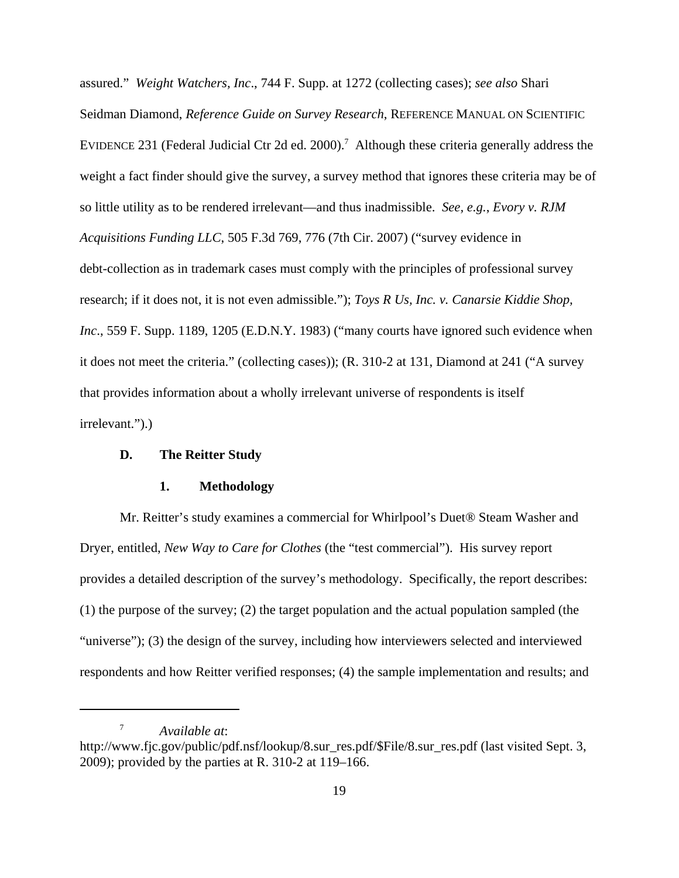assured." *Weight Watchers, Inc*., 744 F. Supp. at 1272 (collecting cases); *see also* Shari Seidman Diamond, *Reference Guide on Survey Research*, REFERENCE MANUAL ON SCIENTIFIC EVIDENCE 231 (Federal Judicial Ctr 2d ed. 2000).[7] Although these criteria generally address the weight a fact finder should give the survey, a survey method that ignores these criteria may be of so little utility as to be rendered irrelevant—and thus inadmissible. *See, e.g.*, *Evory v. RJM Acquisitions Funding LLC*, 505 F.3d 769, 776 (7th Cir. 2007) ("survey evidence in debt-collection as in trademark cases must comply with the principles of professional survey research; if it does not, it is not even admissible."); *Toys R Us, Inc. v. Canarsie Kiddie Shop, Inc*., 559 F. Supp. 1189, 1205 (E.D.N.Y. 1983) ("many courts have ignored such evidence when it does not meet the criteria." (collecting cases)); (R. 310-2 at 131, Diamond at 241 ("A survey that provides information about a wholly irrelevant universe of respondents is itself irrelevant.").)

### D. The Reitter Study

#### 1. Methodology

Mr. Reitter's study examines a commercial for Whirlpool's Duet® Steam Washer and Dryer, entitled, *New Way to Care for Clothes* (the "test commercial"). His survey report provides a detailed description of the survey's methodology. Specifically, the report describes: (1) the purpose of the survey; (2) the target population and the actual population sampled (the "universe"); (3) the design of the survey, including how interviewers selected and interviewed respondents and how Reitter verified responses; (4) the sample implementation and results; and

---

[7] *Available at*: http://www.fjc.gov/public/pdf.nsf/lookup/8.sur_res.pdf/$File/8.sur_res.pdf (last visited Sept. 3, 2009); provided by the parties at R. 310-2 at 119–166.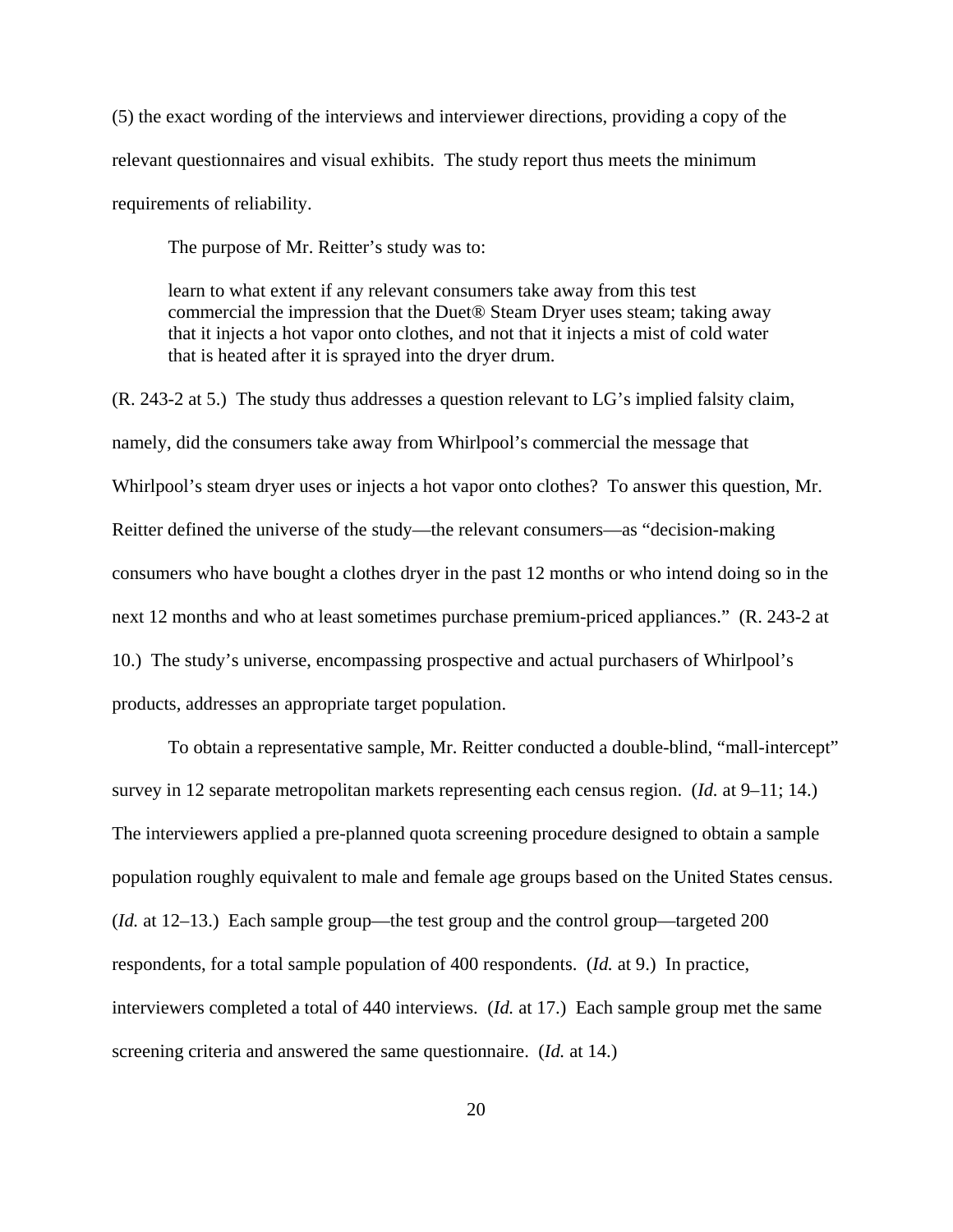(5) the exact wording of the interviews and interviewer directions, providing a copy of the relevant questionnaires and visual exhibits. The study report thus meets the minimum requirements of reliability.

The purpose of Mr. Reitter's study was to:

> learn to what extent if any relevant consumers take away from this test commercial the impression that the Duet® Steam Dryer uses steam; taking away that it injects a hot vapor onto clothes, and not that it injects a mist of cold water that is heated after it is sprayed into the dryer drum.

(R. 243-2 at 5.) The study thus addresses a question relevant to LG's implied falsity claim, namely, did the consumers take away from Whirlpool's commercial the message that Whirlpool's steam dryer uses or injects a hot vapor onto clothes? To answer this question, Mr. Reitter defined the universe of the study—the relevant consumers—as "decision-making consumers who have bought a clothes dryer in the past 12 months or who intend doing so in the next 12 months and who at least sometimes purchase premium-priced appliances." (R. 243-2 at 10.) The study's universe, encompassing prospective and actual purchasers of Whirlpool's products, addresses an appropriate target population.

To obtain a representative sample, Mr. Reitter conducted a double-blind, "mall-intercept" survey in 12 separate metropolitan markets representing each census region. (*Id.* at 9–11; 14.) The interviewers applied a pre-planned quota screening procedure designed to obtain a sample population roughly equivalent to male and female age groups based on the United States census. (*Id.* at 12–13.) Each sample group—the test group and the control group—targeted 200 respondents, for a total sample population of 400 respondents. (*Id.* at 9.) In practice, interviewers completed a total of 440 interviews. (*Id.* at 17.) Each sample group met the same screening criteria and answered the same questionnaire. (*Id.* at 14.)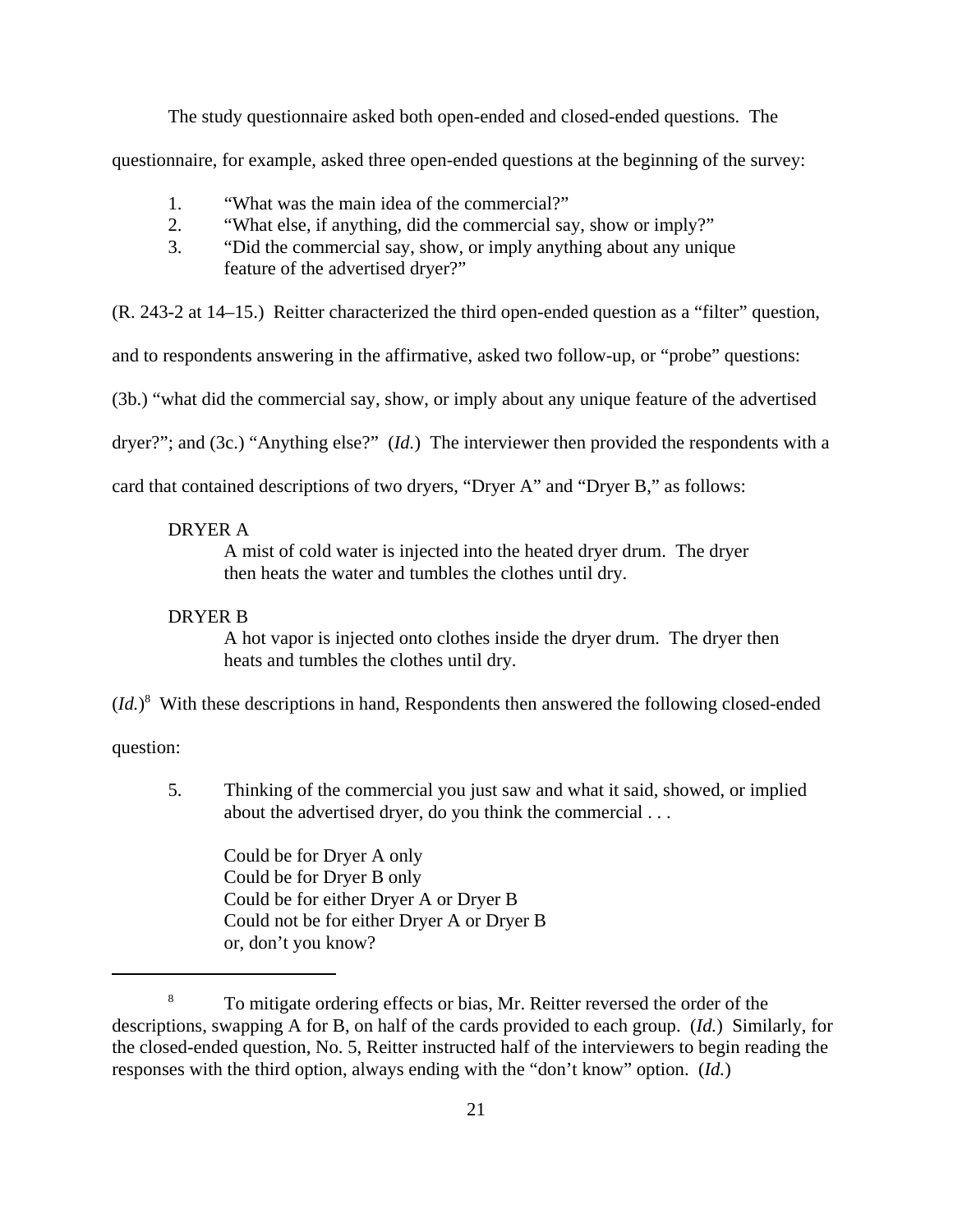The study questionnaire asked both open-ended and closed-ended questions. The questionnaire, for example, asked three open-ended questions at the beginning of the survey:

1. "What was the main idea of the commercial?"
2. "What else, if anything, did the commercial say, show or imply?"
3. "Did the commercial say, show, or imply anything about any unique feature of the advertised dryer?"

(R. 243-2 at 14–15.) Reitter characterized the third open-ended question as a "filter" question, and to respondents answering in the affirmative, asked two follow-up, or "probe" questions: (3b.) "what did the commercial say, show, or imply about any unique feature of the advertised dryer?"; and (3c.) "Anything else?" (*Id.*) The interviewer then provided the respondents with a card that contained descriptions of two dryers, "Dryer A" and "Dryer B," as follows:

> DRYER A
>
> A mist of cold water is injected into the heated dryer drum. The dryer then heats the water and tumbles the clothes until dry.
>
> DRYER B
>
> A hot vapor is injected onto clothes inside the dryer drum. The dryer then heats and tumbles the clothes until dry.

(*Id.*)[8] With these descriptions in hand, Respondents then answered the following closed-ended question:

5. Thinking of the commercial you just saw and what it said, showed, or implied about the advertised dryer, do you think the commercial . . .

   Could be for Dryer A only
   Could be for Dryer B only
   Could be for either Dryer A or Dryer B
   Could not be for either Dryer A or Dryer B
   or, don't you know?

---

[8] To mitigate ordering effects or bias, Mr. Reitter reversed the order of the descriptions, swapping A for B, on half of the cards provided to each group. (*Id.*) Similarly, for the closed-ended question, No. 5, Reitter instructed half of the interviewers to begin reading the responses with the third option, always ending with the "don't know" option. (*Id.*)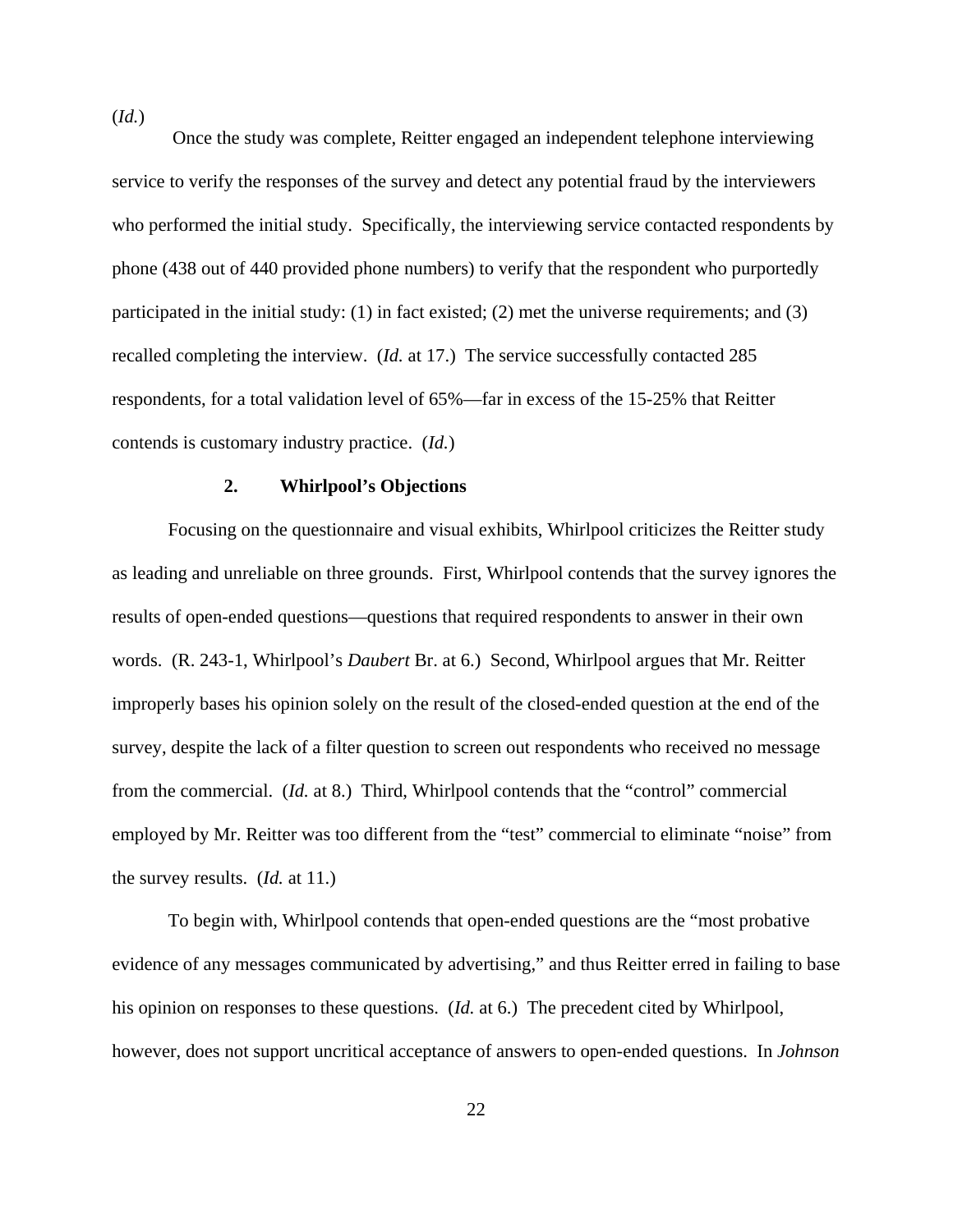(*Id.*)

Once the study was complete, Reitter engaged an independent telephone interviewing service to verify the responses of the survey and detect any potential fraud by the interviewers who performed the initial study. Specifically, the interviewing service contacted respondents by phone (438 out of 440 provided phone numbers) to verify that the respondent who purportedly participated in the initial study: (1) in fact existed; (2) met the universe requirements; and (3) recalled completing the interview. (*Id.* at 17.) The service successfully contacted 285 respondents, for a total validation level of 65%—far in excess of the 15-25% that Reitter contends is customary industry practice. (*Id.*)

### 2. Whirlpool's Objections

Focusing on the questionnaire and visual exhibits, Whirlpool criticizes the Reitter study as leading and unreliable on three grounds. First, Whirlpool contends that the survey ignores the results of open-ended questions—questions that required respondents to answer in their own words. (R. 243-1, Whirlpool's *Daubert* Br. at 6.) Second, Whirlpool argues that Mr. Reitter improperly bases his opinion solely on the result of the closed-ended question at the end of the survey, despite the lack of a filter question to screen out respondents who received no message from the commercial. (*Id.* at 8.) Third, Whirlpool contends that the "control" commercial employed by Mr. Reitter was too different from the "test" commercial to eliminate "noise" from the survey results. (*Id.* at 11.)

To begin with, Whirlpool contends that open-ended questions are the "most probative evidence of any messages communicated by advertising," and thus Reitter erred in failing to base his opinion on responses to these questions. (*Id.* at 6.) The precedent cited by Whirlpool, however, does not support uncritical acceptance of answers to open-ended questions. In *Johnson*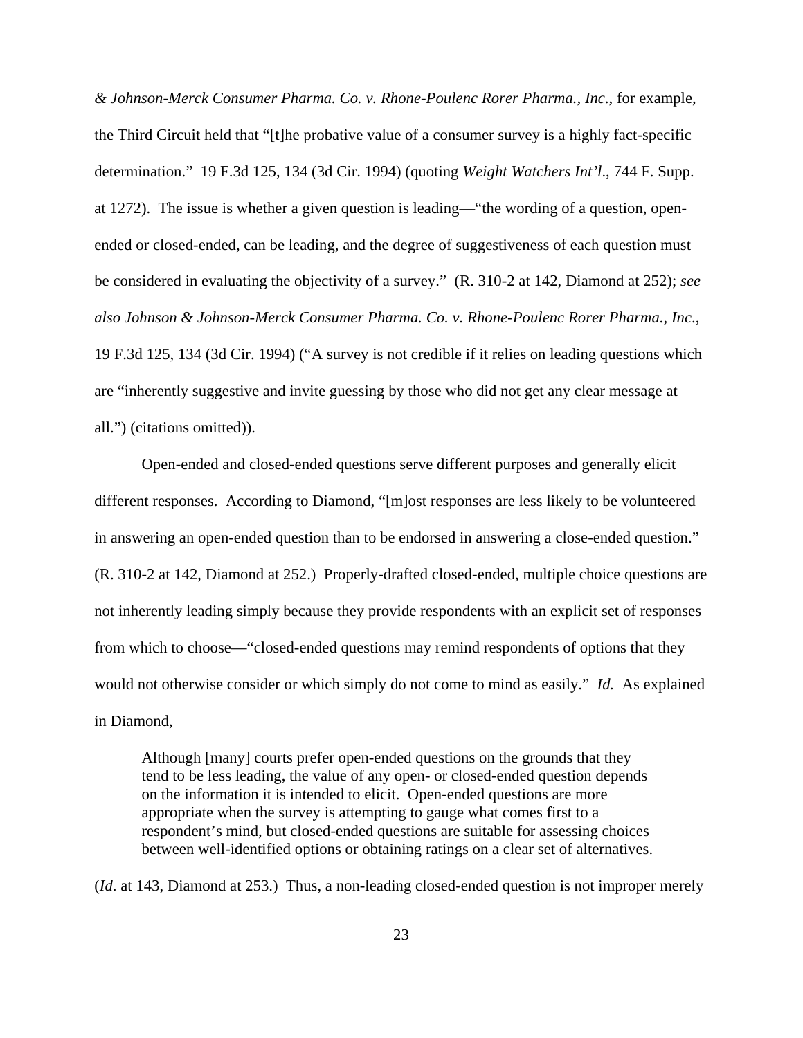*& Johnson-Merck Consumer Pharma. Co. v. Rhone-Poulenc Rorer Pharma., Inc*., for example, the Third Circuit held that "[t]he probative value of a consumer survey is a highly fact-specific determination." 19 F.3d 125, 134 (3d Cir. 1994) (quoting *Weight Watchers Int'l*., 744 F. Supp. at 1272). The issue is whether a given question is leading—"the wording of a question, open-ended or closed-ended, can be leading, and the degree of suggestiveness of each question must be considered in evaluating the objectivity of a survey." (R. 310-2 at 142, Diamond at 252); *see also Johnson & Johnson-Merck Consumer Pharma. Co. v. Rhone-Poulenc Rorer Pharma., Inc*., 19 F.3d 125, 134 (3d Cir. 1994) ("A survey is not credible if it relies on leading questions which are "inherently suggestive and invite guessing by those who did not get any clear message at all.") (citations omitted)).

Open-ended and closed-ended questions serve different purposes and generally elicit different responses. According to Diamond, "[m]ost responses are less likely to be volunteered in answering an open-ended question than to be endorsed in answering a close-ended question." (R. 310-2 at 142, Diamond at 252.) Properly-drafted closed-ended, multiple choice questions are not inherently leading simply because they provide respondents with an explicit set of responses from which to choose—"closed-ended questions may remind respondents of options that they would not otherwise consider or which simply do not come to mind as easily." *Id.* As explained in Diamond,

> Although [many] courts prefer open-ended questions on the grounds that they tend to be less leading, the value of any open- or closed-ended question depends on the information it is intended to elicit. Open-ended questions are more appropriate when the survey is attempting to gauge what comes first to a respondent's mind, but closed-ended questions are suitable for assessing choices between well-identified options or obtaining ratings on a clear set of alternatives.

(*Id*. at 143, Diamond at 253.) Thus, a non-leading closed-ended question is not improper merely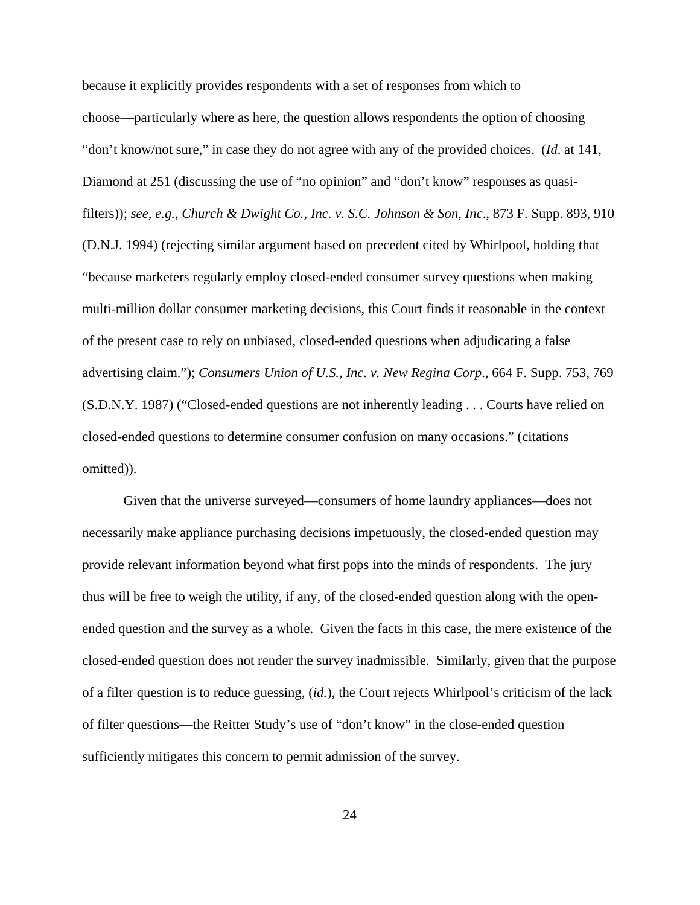because it explicitly provides respondents with a set of responses from which to choose—particularly where as here, the question allows respondents the option of choosing "don't know/not sure," in case they do not agree with any of the provided choices. (*Id*. at 141, Diamond at 251 (discussing the use of "no opinion" and "don't know" responses as quasi-filters)); *see, e.g.*, *Church & Dwight Co., Inc. v. S.C. Johnson & Son, Inc*., 873 F. Supp. 893, 910 (D.N.J. 1994) (rejecting similar argument based on precedent cited by Whirlpool, holding that "because marketers regularly employ closed-ended consumer survey questions when making multi-million dollar consumer marketing decisions, this Court finds it reasonable in the context of the present case to rely on unbiased, closed-ended questions when adjudicating a false advertising claim."); *Consumers Union of U.S., Inc. v. New Regina Corp*., 664 F. Supp. 753, 769 (S.D.N.Y. 1987) ("Closed-ended questions are not inherently leading . . . Courts have relied on closed-ended questions to determine consumer confusion on many occasions." (citations omitted)).

Given that the universe surveyed—consumers of home laundry appliances—does not necessarily make appliance purchasing decisions impetuously, the closed-ended question may provide relevant information beyond what first pops into the minds of respondents. The jury thus will be free to weigh the utility, if any, of the closed-ended question along with the open-ended question and the survey as a whole. Given the facts in this case, the mere existence of the closed-ended question does not render the survey inadmissible. Similarly, given that the purpose of a filter question is to reduce guessing, (*id.*), the Court rejects Whirlpool's criticism of the lack of filter questions—the Reitter Study's use of "don't know" in the close-ended question sufficiently mitigates this concern to permit admission of the survey.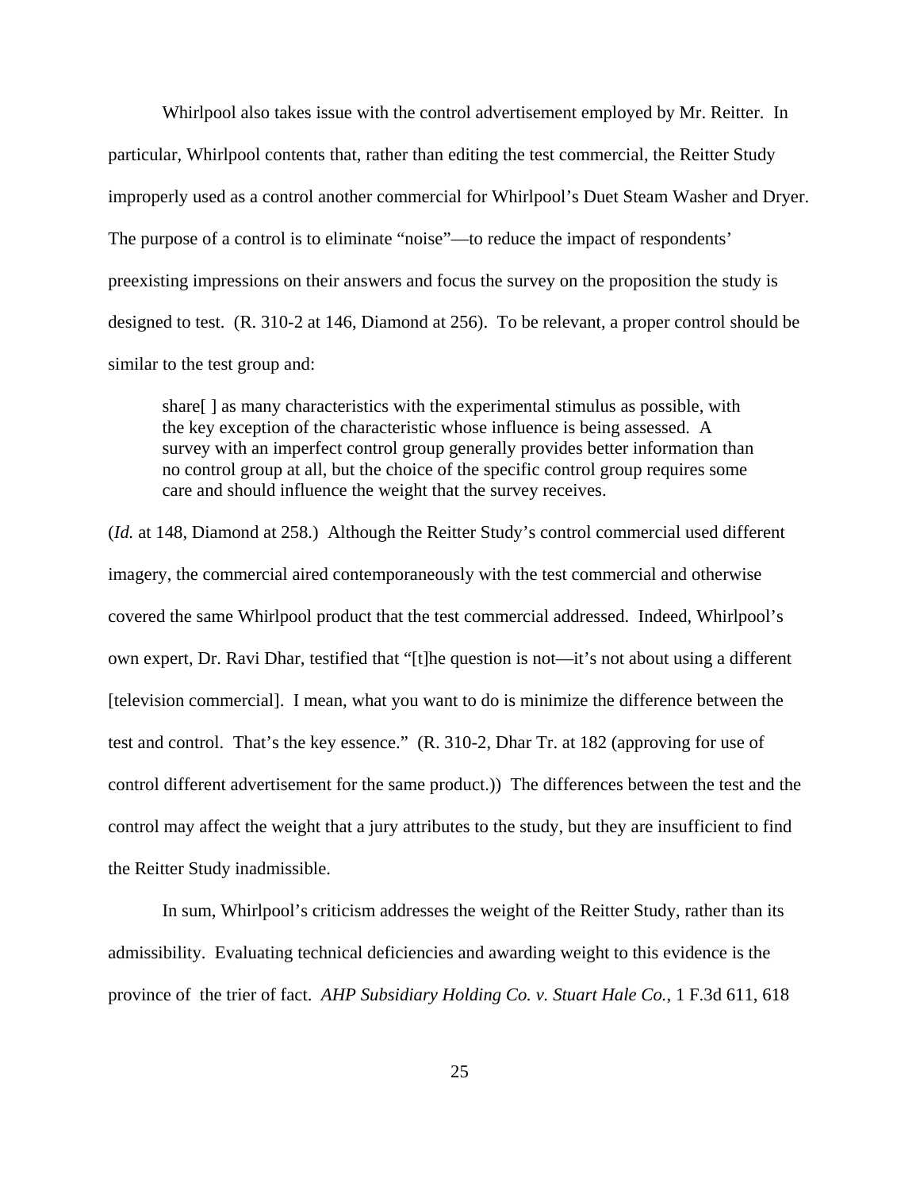Whirlpool also takes issue with the control advertisement employed by Mr. Reitter. In particular, Whirlpool contents that, rather than editing the test commercial, the Reitter Study improperly used as a control another commercial for Whirlpool's Duet Steam Washer and Dryer. The purpose of a control is to eliminate "noise"—to reduce the impact of respondents' preexisting impressions on their answers and focus the survey on the proposition the study is designed to test. (R. 310-2 at 146, Diamond at 256). To be relevant, a proper control should be similar to the test group and:

> share[ ] as many characteristics with the experimental stimulus as possible, with the key exception of the characteristic whose influence is being assessed. A survey with an imperfect control group generally provides better information than no control group at all, but the choice of the specific control group requires some care and should influence the weight that the survey receives.

(*Id.* at 148, Diamond at 258.) Although the Reitter Study's control commercial used different imagery, the commercial aired contemporaneously with the test commercial and otherwise covered the same Whirlpool product that the test commercial addressed. Indeed, Whirlpool's own expert, Dr. Ravi Dhar, testified that "[t]he question is not—it's not about using a different [television commercial]. I mean, what you want to do is minimize the difference between the test and control. That's the key essence." (R. 310-2, Dhar Tr. at 182 (approving for use of control different advertisement for the same product.)) The differences between the test and the control may affect the weight that a jury attributes to the study, but they are insufficient to find the Reitter Study inadmissible.

In sum, Whirlpool's criticism addresses the weight of the Reitter Study, rather than its admissibility. Evaluating technical deficiencies and awarding weight to this evidence is the province of the trier of fact. *AHP Subsidiary Holding Co. v. Stuart Hale Co.*, 1 F.3d 611, 618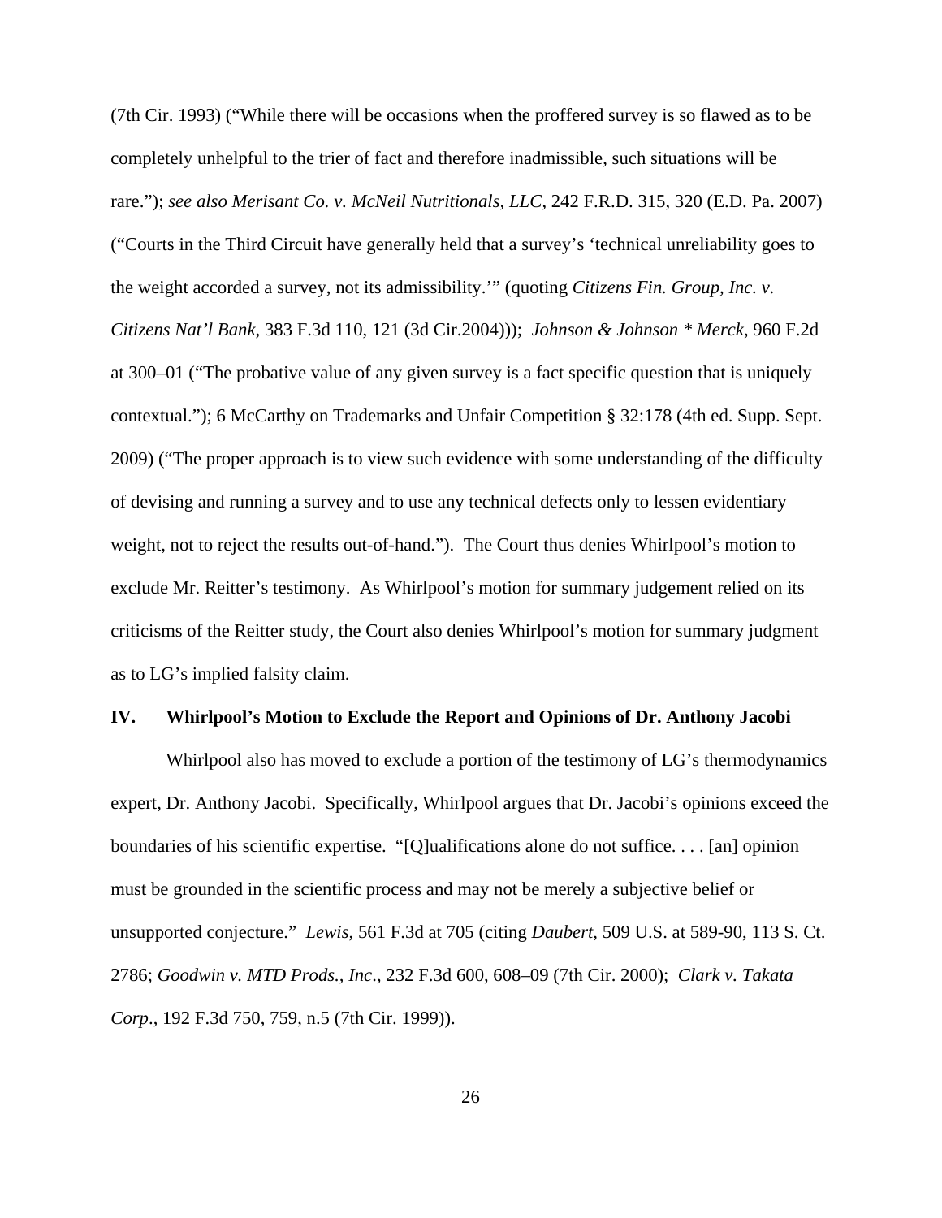(7th Cir. 1993) ("While there will be occasions when the proffered survey is so flawed as to be completely unhelpful to the trier of fact and therefore inadmissible, such situations will be rare."); *see also Merisant Co. v. McNeil Nutritionals, LLC*, 242 F.R.D. 315, 320 (E.D. Pa. 2007) ("Courts in the Third Circuit have generally held that a survey's 'technical unreliability goes to the weight accorded a survey, not its admissibility.'" (quoting *Citizens Fin. Group, Inc. v. Citizens Nat'l Bank*, 383 F.3d 110, 121 (3d Cir.2004))); *Johnson & Johnson * Merck*, 960 F.2d at 300–01 ("The probative value of any given survey is a fact specific question that is uniquely contextual."); 6 McCarthy on Trademarks and Unfair Competition § 32:178 (4th ed. Supp. Sept. 2009) ("The proper approach is to view such evidence with some understanding of the difficulty of devising and running a survey and to use any technical defects only to lessen evidentiary weight, not to reject the results out-of-hand."). The Court thus denies Whirlpool's motion to exclude Mr. Reitter's testimony. As Whirlpool's motion for summary judgement relied on its criticisms of the Reitter study, the Court also denies Whirlpool's motion for summary judgment as to LG's implied falsity claim.

## IV. Whirlpool's Motion to Exclude the Report and Opinions of Dr. Anthony Jacobi

Whirlpool also has moved to exclude a portion of the testimony of LG's thermodynamics expert, Dr. Anthony Jacobi. Specifically, Whirlpool argues that Dr. Jacobi's opinions exceed the boundaries of his scientific expertise. "[Q]ualifications alone do not suffice. . . . [an] opinion must be grounded in the scientific process and may not be merely a subjective belief or unsupported conjecture." *Lewis*, 561 F.3d at 705 (citing *Daubert*, 509 U.S. at 589-90, 113 S. Ct. 2786; *Goodwin v. MTD Prods., Inc*., 232 F.3d 600, 608–09 (7th Cir. 2000); *Clark v. Takata Corp*., 192 F.3d 750, 759, n.5 (7th Cir. 1999)).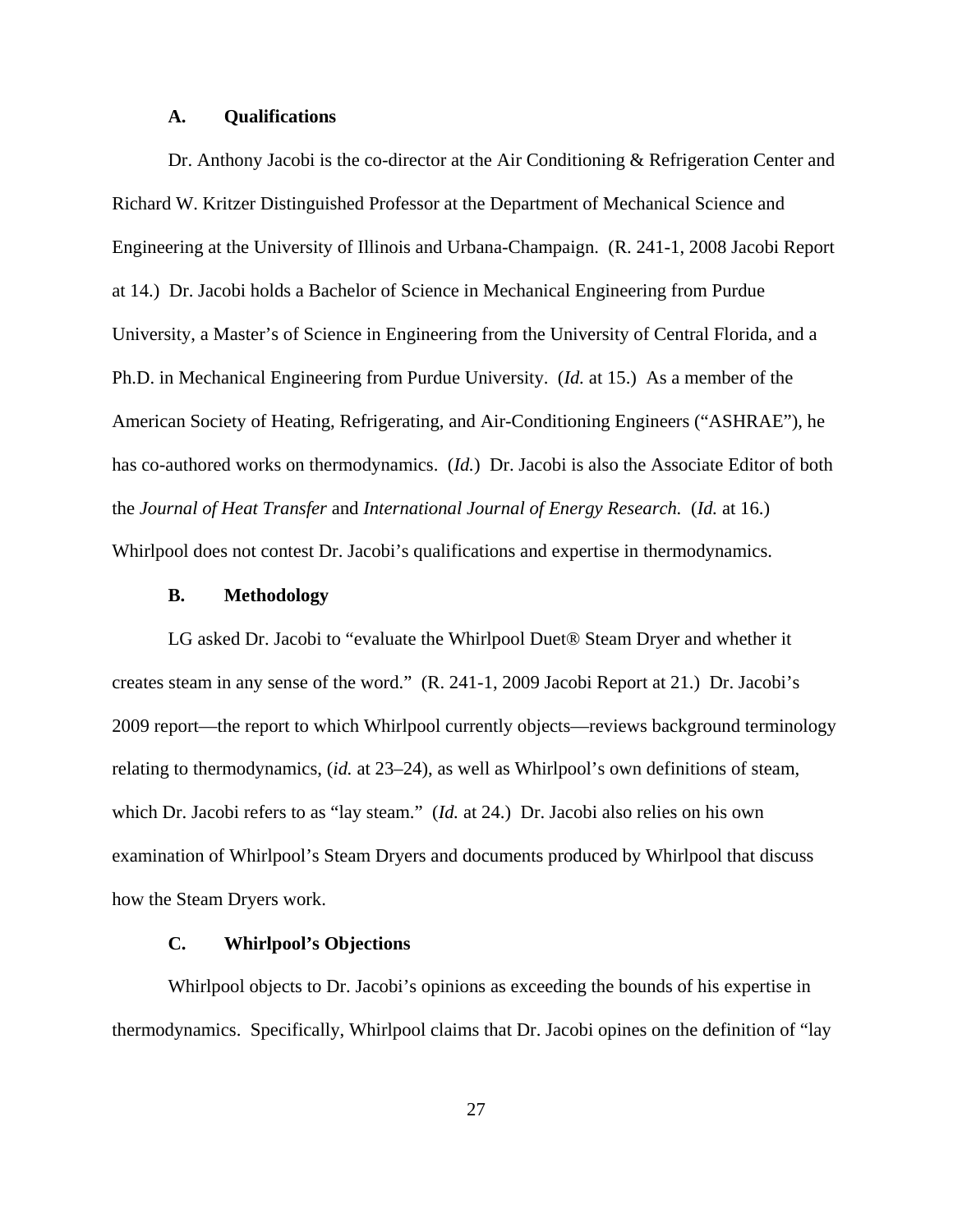### A. Qualifications

Dr. Anthony Jacobi is the co-director at the Air Conditioning & Refrigeration Center and Richard W. Kritzer Distinguished Professor at the Department of Mechanical Science and Engineering at the University of Illinois and Urbana-Champaign. (R. 241-1, 2008 Jacobi Report at 14.) Dr. Jacobi holds a Bachelor of Science in Mechanical Engineering from Purdue University, a Master's of Science in Engineering from the University of Central Florida, and a Ph.D. in Mechanical Engineering from Purdue University. (*Id.* at 15.) As a member of the American Society of Heating, Refrigerating, and Air-Conditioning Engineers ("ASHRAE"), he has co-authored works on thermodynamics. (*Id.*) Dr. Jacobi is also the Associate Editor of both the *Journal of Heat Transfer* and *International Journal of Energy Research.* (*Id.* at 16.) Whirlpool does not contest Dr. Jacobi's qualifications and expertise in thermodynamics.

### B. Methodology

LG asked Dr. Jacobi to "evaluate the Whirlpool Duet® Steam Dryer and whether it creates steam in any sense of the word." (R. 241-1, 2009 Jacobi Report at 21.) Dr. Jacobi's 2009 report—the report to which Whirlpool currently objects—reviews background terminology relating to thermodynamics, (*id.* at 23–24), as well as Whirlpool's own definitions of steam, which Dr. Jacobi refers to as "lay steam." (*Id.* at 24.) Dr. Jacobi also relies on his own examination of Whirlpool's Steam Dryers and documents produced by Whirlpool that discuss how the Steam Dryers work.

### C. Whirlpool's Objections

Whirlpool objects to Dr. Jacobi's opinions as exceeding the bounds of his expertise in thermodynamics. Specifically, Whirlpool claims that Dr. Jacobi opines on the definition of "lay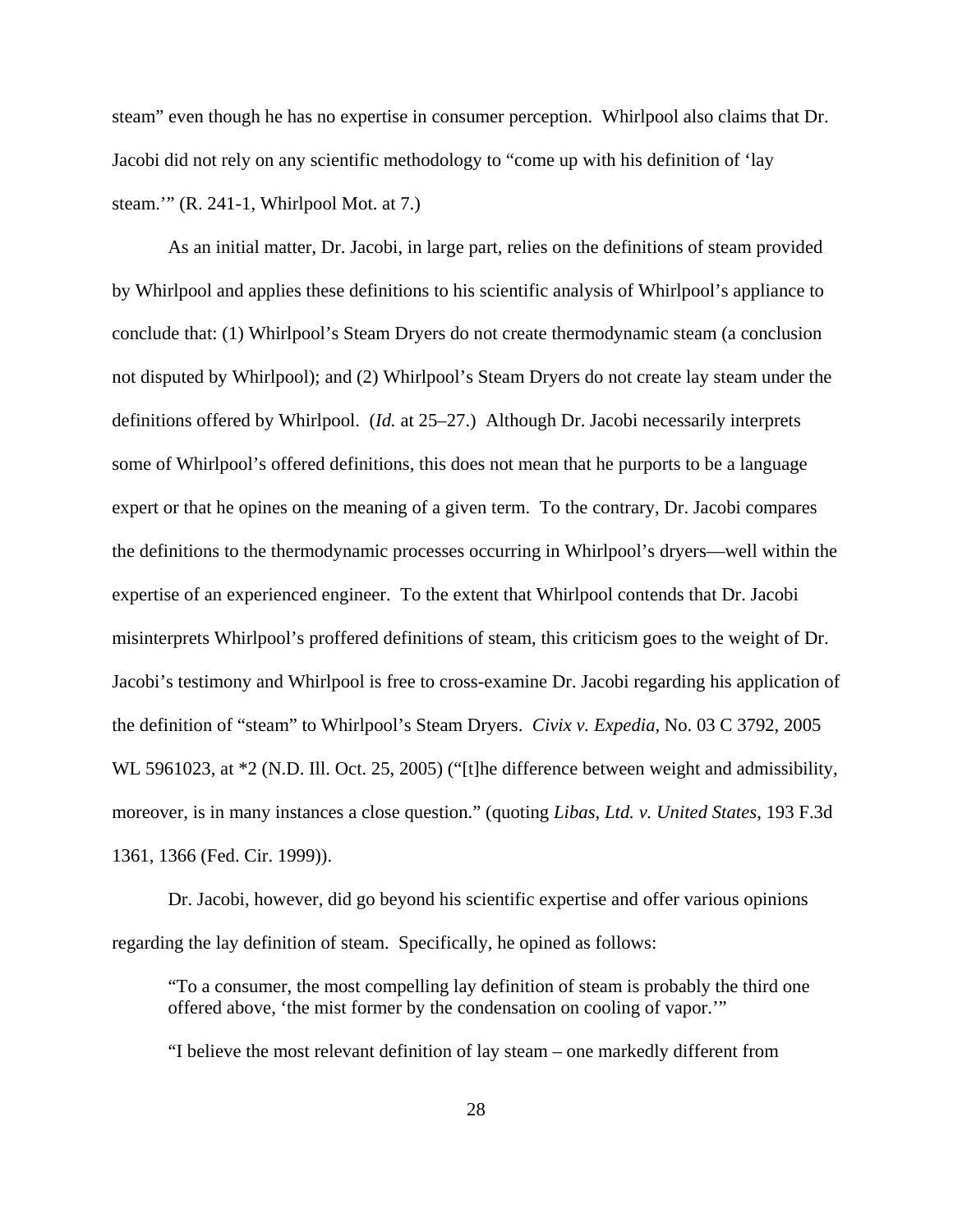steam" even though he has no expertise in consumer perception. Whirlpool also claims that Dr. Jacobi did not rely on any scientific methodology to "come up with his definition of 'lay steam.'" (R. 241-1, Whirlpool Mot. at 7.)

As an initial matter, Dr. Jacobi, in large part, relies on the definitions of steam provided by Whirlpool and applies these definitions to his scientific analysis of Whirlpool's appliance to conclude that: (1) Whirlpool's Steam Dryers do not create thermodynamic steam (a conclusion not disputed by Whirlpool); and (2) Whirlpool's Steam Dryers do not create lay steam under the definitions offered by Whirlpool. (*Id.* at 25–27.) Although Dr. Jacobi necessarily interprets some of Whirlpool's offered definitions, this does not mean that he purports to be a language expert or that he opines on the meaning of a given term. To the contrary, Dr. Jacobi compares the definitions to the thermodynamic processes occurring in Whirlpool's dryers—well within the expertise of an experienced engineer. To the extent that Whirlpool contends that Dr. Jacobi misinterprets Whirlpool's proffered definitions of steam, this criticism goes to the weight of Dr. Jacobi's testimony and Whirlpool is free to cross-examine Dr. Jacobi regarding his application of the definition of "steam" to Whirlpool's Steam Dryers. *Civix v. Expedia*, No. 03 C 3792, 2005 WL 5961023, at *2 (N.D. Ill. Oct. 25, 2005) ("[t]he difference between weight and admissibility, moreover, is in many instances a close question." (quoting *Libas, Ltd. v. United States*, 193 F.3d 1361, 1366 (Fed. Cir. 1999)).

Dr. Jacobi, however, did go beyond his scientific expertise and offer various opinions regarding the lay definition of steam. Specifically, he opined as follows:

> "To a consumer, the most compelling lay definition of steam is probably the third one offered above, 'the mist former by the condensation on cooling of vapor.'"
>
> "I believe the most relevant definition of lay steam – one markedly different from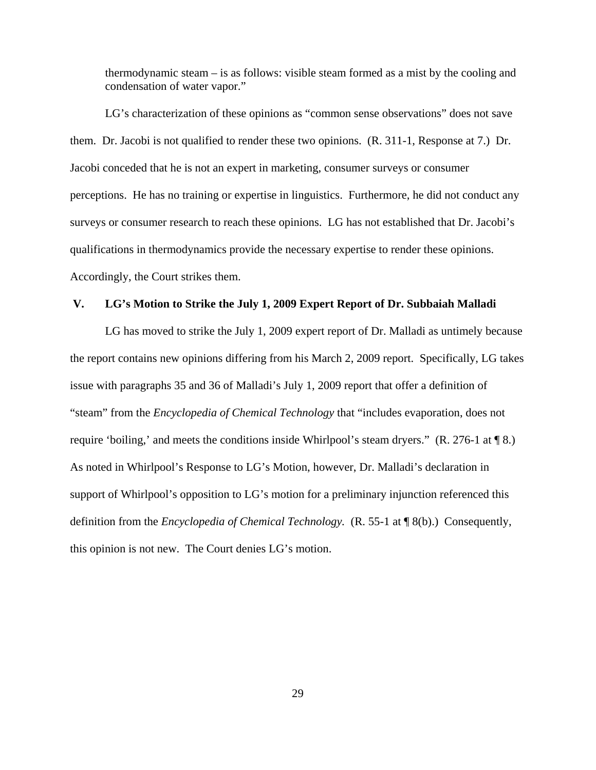thermodynamic steam – is as follows: visible steam formed as a mist by the cooling and condensation of water vapor."

LG's characterization of these opinions as "common sense observations" does not save them. Dr. Jacobi is not qualified to render these two opinions. (R. 311-1, Response at 7.) Dr. Jacobi conceded that he is not an expert in marketing, consumer surveys or consumer perceptions. He has no training or expertise in linguistics. Furthermore, he did not conduct any surveys or consumer research to reach these opinions. LG has not established that Dr. Jacobi's qualifications in thermodynamics provide the necessary expertise to render these opinions. Accordingly, the Court strikes them.

## V. LG's Motion to Strike the July 1, 2009 Expert Report of Dr. Subbaiah Malladi

LG has moved to strike the July 1, 2009 expert report of Dr. Malladi as untimely because the report contains new opinions differing from his March 2, 2009 report. Specifically, LG takes issue with paragraphs 35 and 36 of Malladi's July 1, 2009 report that offer a definition of "steam" from the *Encyclopedia of Chemical Technology* that "includes evaporation, does not require 'boiling,' and meets the conditions inside Whirlpool's steam dryers." (R. 276-1 at ¶ 8.) As noted in Whirlpool's Response to LG's Motion, however, Dr. Malladi's declaration in support of Whirlpool's opposition to LG's motion for a preliminary injunction referenced this definition from the *Encyclopedia of Chemical Technology*. (R. 55-1 at ¶ 8(b).) Consequently, this opinion is not new. The Court denies LG's motion.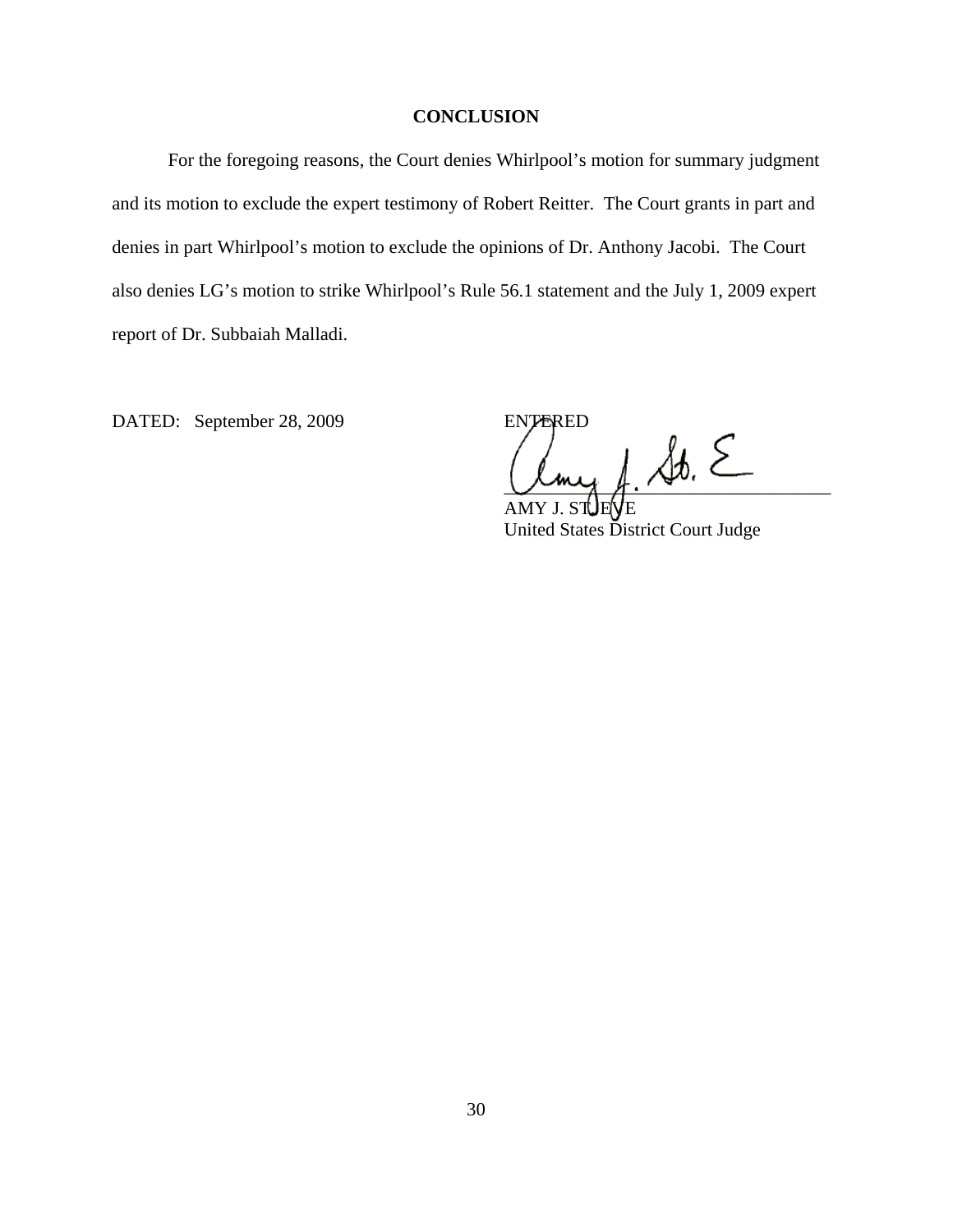## CONCLUSION

For the foregoing reasons, the Court denies Whirlpool's motion for summary judgment and its motion to exclude the expert testimony of Robert Reitter. The Court grants in part and denies in part Whirlpool's motion to exclude the opinions of Dr. Anthony Jacobi. The Court also denies LG's motion to strike Whirlpool's Rule 56.1 statement and the July 1, 2009 expert report of Dr. Subbaiah Malladi.

DATED: September 28, 2009

ENTERED

AMY J. ST. EVE
United States District Court Judge